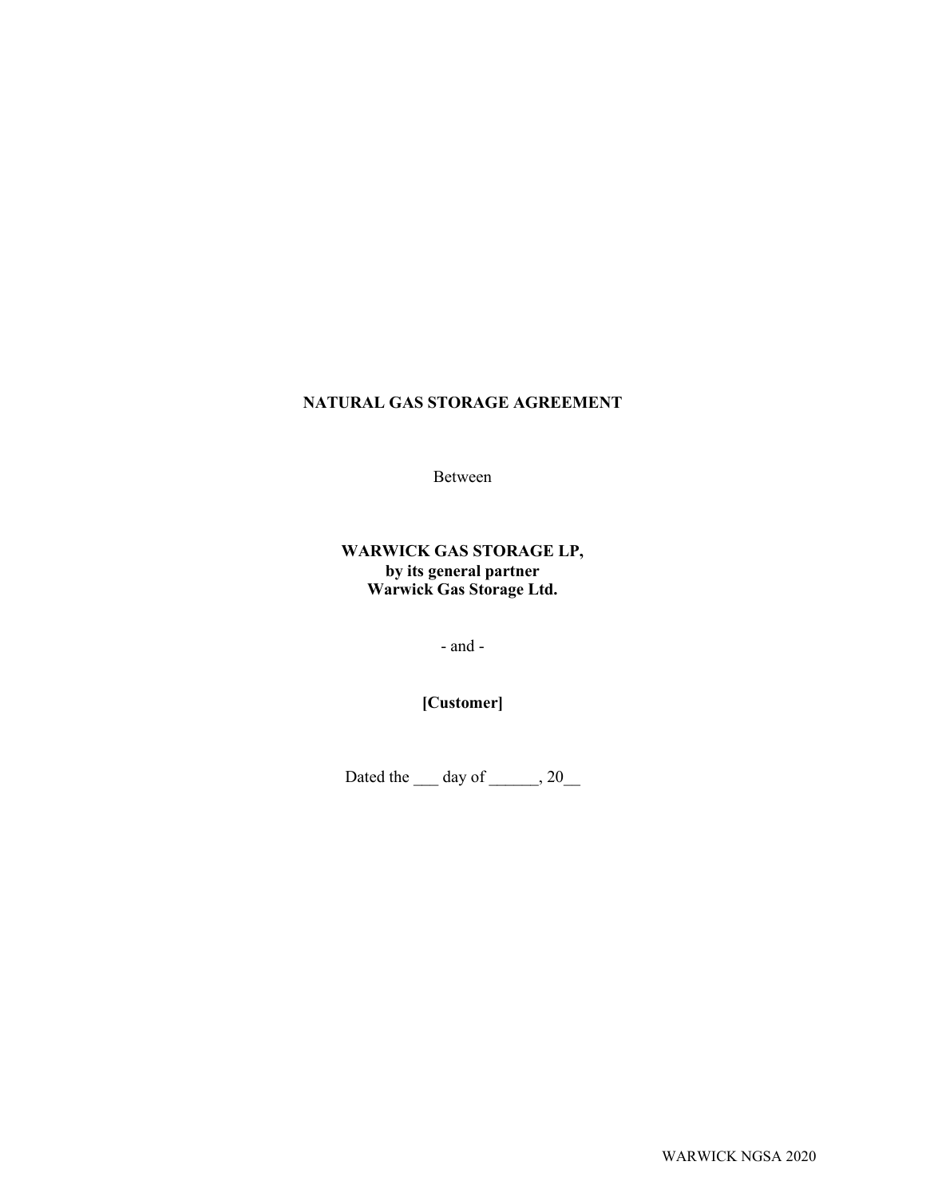# NATURAL GAS STORAGE AGREEMENT

Between

**WARWICK GAS STORAGE LP,**
**by its general partner**
**Warwick Gas Storage Ltd.**

- and -

**[Customer]**

Dated the ___ day of ______, 20__

WARWICK NGSA 2020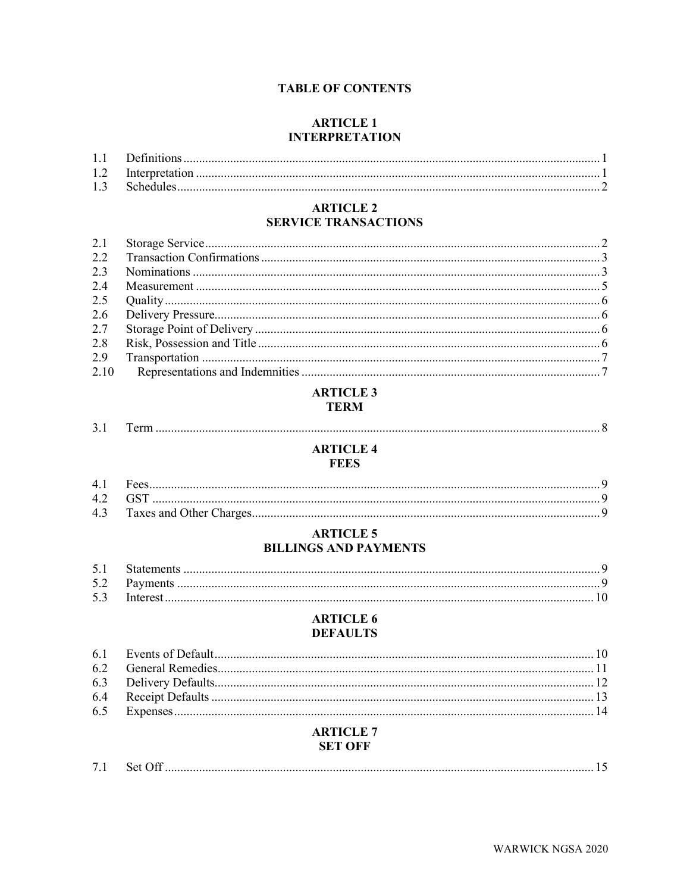# TABLE OF CONTENTS

## ARTICLE 1
## INTERPRETATION

| | | |
|---|---|---|
| 1.1 | Definitions | 1 |
| 1.2 | Interpretation | 1 |
| 1.3 | Schedules | 2 |

## ARTICLE 2
## SERVICE TRANSACTIONS

| | | |
|---|---|---|
| 2.1 | Storage Service | 2 |
| 2.2 | Transaction Confirmations | 3 |
| 2.3 | Nominations | 3 |
| 2.4 | Measurement | 5 |
| 2.5 | Quality | 6 |
| 2.6 | Delivery Pressure | 6 |
| 2.7 | Storage Point of Delivery | 6 |
| 2.8 | Risk, Possession and Title | 6 |
| 2.9 | Transportation | 7 |
| 2.10 | Representations and Indemnities | 7 |

## ARTICLE 3
## TERM

| | | |
|---|---|---|
| 3.1 | Term | 8 |

## ARTICLE 4
## FEES

| | | |
|---|---|---|
| 4.1 | Fees | 9 |
| 4.2 | GST | 9 |
| 4.3 | Taxes and Other Charges | 9 |

## ARTICLE 5
## BILLINGS AND PAYMENTS

| | | |
|---|---|---|
| 5.1 | Statements | 9 |
| 5.2 | Payments | 9 |
| 5.3 | Interest | 10 |

## ARTICLE 6
## DEFAULTS

| | | |
|---|---|---|
| 6.1 | Events of Default | 10 |
| 6.2 | General Remedies | 11 |
| 6.3 | Delivery Defaults | 12 |
| 6.4 | Receipt Defaults | 13 |
| 6.5 | Expenses | 14 |

## ARTICLE 7
## SET OFF

| | | |
|---|---|---|
| 7.1 | Set Off | 15 |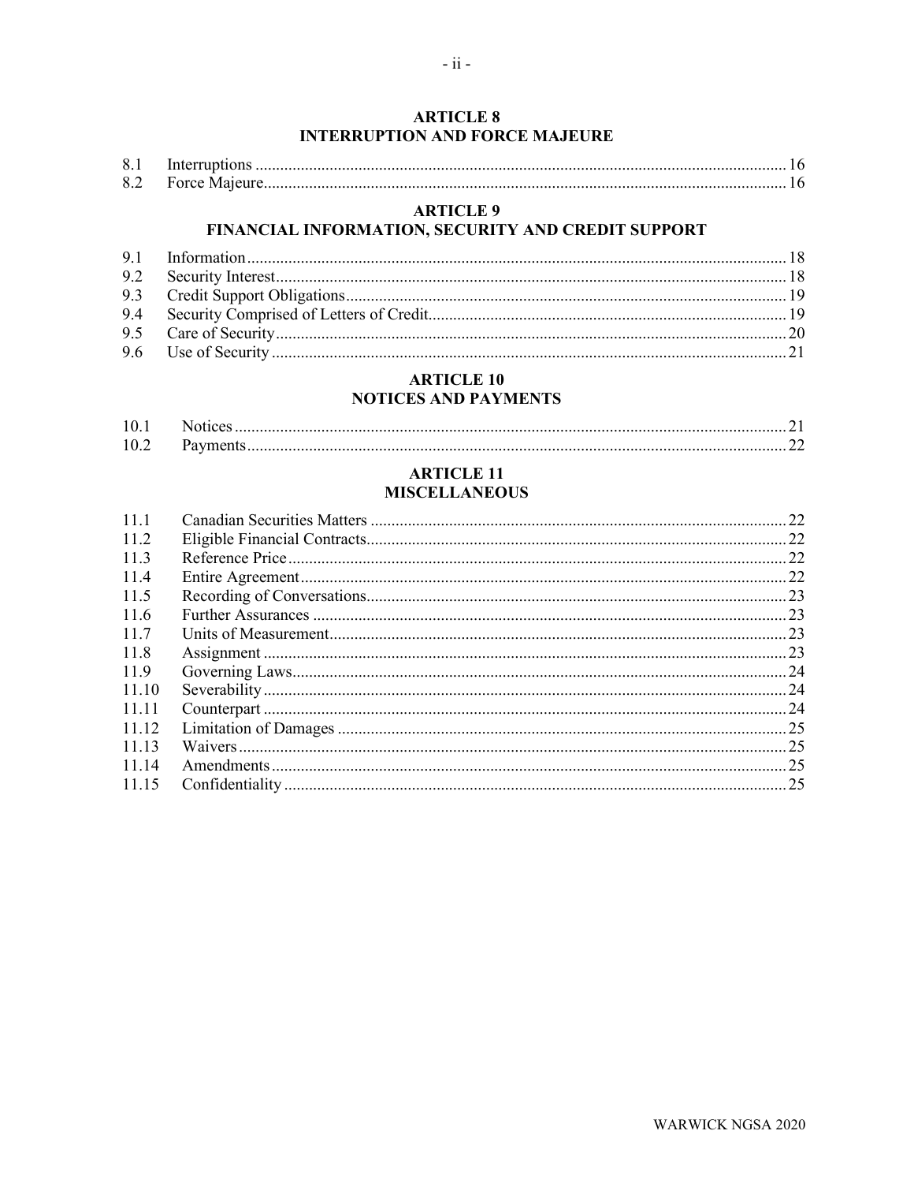**ARTICLE 8**
**INTERRUPTION AND FORCE MAJEURE**

| | | |
|---|---|---|
| 8.1 | Interruptions | 16 |
| 8.2 | Force Majeure | 16 |

**ARTICLE 9**
**FINANCIAL INFORMATION, SECURITY AND CREDIT SUPPORT**

| | | |
|---|---|---|
| 9.1 | Information | 18 |
| 9.2 | Security Interest | 18 |
| 9.3 | Credit Support Obligations | 19 |
| 9.4 | Security Comprised of Letters of Credit | 19 |
| 9.5 | Care of Security | 20 |
| 9.6 | Use of Security | 21 |

**ARTICLE 10**
**NOTICES AND PAYMENTS**

| | | |
|---|---|---|
| 10.1 | Notices | 21 |
| 10.2 | Payments | 22 |

**ARTICLE 11**
**MISCELLANEOUS**

| | | |
|---|---|---|
| 11.1 | Canadian Securities Matters | 22 |
| 11.2 | Eligible Financial Contracts | 22 |
| 11.3 | Reference Price | 22 |
| 11.4 | Entire Agreement | 22 |
| 11.5 | Recording of Conversations | 23 |
| 11.6 | Further Assurances | 23 |
| 11.7 | Units of Measurement | 23 |
| 11.8 | Assignment | 23 |
| 11.9 | Governing Laws | 24 |
| 11.10 | Severability | 24 |
| 11.11 | Counterpart | 24 |
| 11.12 | Limitation of Damages | 25 |
| 11.13 | Waivers | 25 |
| 11.14 | Amendments | 25 |
| 11.15 | Confidentiality | 25 |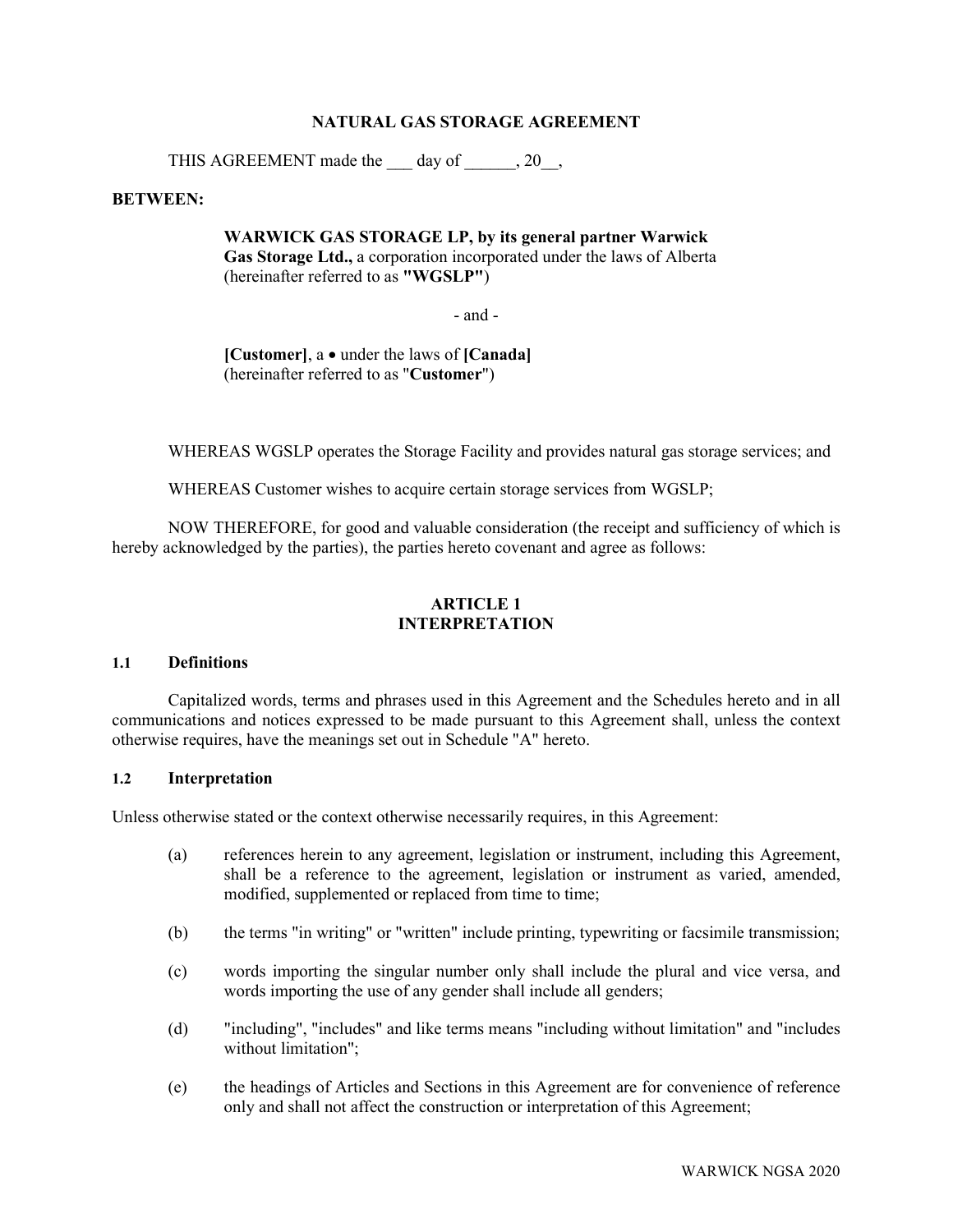# NATURAL GAS STORAGE AGREEMENT

THIS AGREEMENT made the ___ day of ______, 20__,

**BETWEEN:**

> **WARWICK GAS STORAGE LP, by its general partner Warwick Gas Storage Ltd.,** a corporation incorporated under the laws of Alberta (hereinafter referred to as **"WGSLP"**)
>
> \- and -
>
> **[Customer]**, a • under the laws of **[Canada]** (hereinafter referred to as "**Customer**")

WHEREAS WGSLP operates the Storage Facility and provides natural gas storage services; and

WHEREAS Customer wishes to acquire certain storage services from WGSLP;

NOW THEREFORE, for good and valuable consideration (the receipt and sufficiency of which is hereby acknowledged by the parties), the parties hereto covenant and agree as follows:

## ARTICLE 1
## INTERPRETATION

### 1.1 Definitions

Capitalized words, terms and phrases used in this Agreement and the Schedules hereto and in all communications and notices expressed to be made pursuant to this Agreement shall, unless the context otherwise requires, have the meanings set out in Schedule "A" hereto.

### 1.2 Interpretation

Unless otherwise stated or the context otherwise necessarily requires, in this Agreement:

(a) references herein to any agreement, legislation or instrument, including this Agreement, shall be a reference to the agreement, legislation or instrument as varied, amended, modified, supplemented or replaced from time to time;

(b) the terms "in writing" or "written" include printing, typewriting or facsimile transmission;

(c) words importing the singular number only shall include the plural and vice versa, and words importing the use of any gender shall include all genders;

(d) "including", "includes" and like terms means "including without limitation" and "includes without limitation";

(e) the headings of Articles and Sections in this Agreement are for convenience of reference only and shall not affect the construction or interpretation of this Agreement;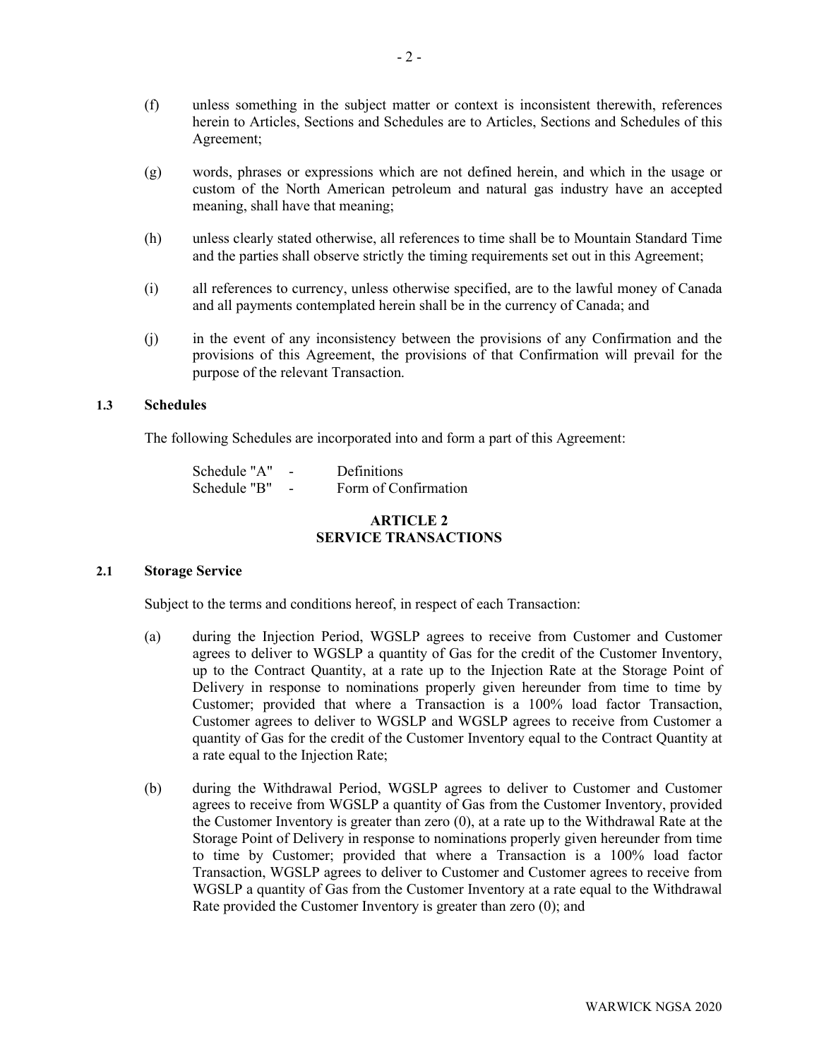(f) unless something in the subject matter or context is inconsistent therewith, references herein to Articles, Sections and Schedules are to Articles, Sections and Schedules of this Agreement;

(g) words, phrases or expressions which are not defined herein, and which in the usage or custom of the North American petroleum and natural gas industry have an accepted meaning, shall have that meaning;

(h) unless clearly stated otherwise, all references to time shall be to Mountain Standard Time and the parties shall observe strictly the timing requirements set out in this Agreement;

(i) all references to currency, unless otherwise specified, are to the lawful money of Canada and all payments contemplated herein shall be in the currency of Canada; and

(j) in the event of any inconsistency between the provisions of any Confirmation and the provisions of this Agreement, the provisions of that Confirmation will prevail for the purpose of the relevant Transaction.

### 1.3 Schedules

The following Schedules are incorporated into and form a part of this Agreement:

Schedule "A" - Definitions
Schedule "B" - Form of Confirmation

## ARTICLE 2
## SERVICE TRANSACTIONS

### 2.1 Storage Service

Subject to the terms and conditions hereof, in respect of each Transaction:

(a) during the Injection Period, WGSLP agrees to receive from Customer and Customer agrees to deliver to WGSLP a quantity of Gas for the credit of the Customer Inventory, up to the Contract Quantity, at a rate up to the Injection Rate at the Storage Point of Delivery in response to nominations properly given hereunder from time to time by Customer; provided that where a Transaction is a 100% load factor Transaction, Customer agrees to deliver to WGSLP and WGSLP agrees to receive from Customer a quantity of Gas for the credit of the Customer Inventory equal to the Contract Quantity at a rate equal to the Injection Rate;

(b) during the Withdrawal Period, WGSLP agrees to deliver to Customer and Customer agrees to receive from WGSLP a quantity of Gas from the Customer Inventory, provided the Customer Inventory is greater than zero (0), at a rate up to the Withdrawal Rate at the Storage Point of Delivery in response to nominations properly given hereunder from time to time by Customer; provided that where a Transaction is a 100% load factor Transaction, WGSLP agrees to deliver to Customer and Customer agrees to receive from WGSLP a quantity of Gas from the Customer Inventory at a rate equal to the Withdrawal Rate provided the Customer Inventory is greater than zero (0); and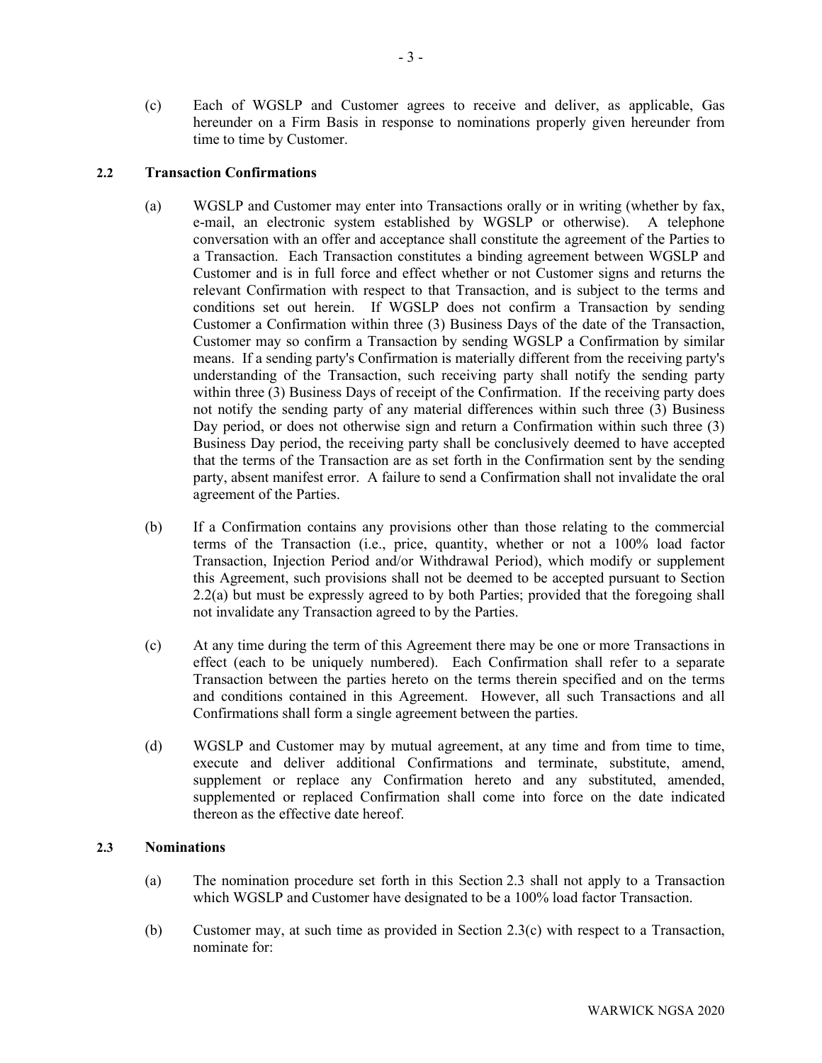(c) Each of WGSLP and Customer agrees to receive and deliver, as applicable, Gas hereunder on a Firm Basis in response to nominations properly given hereunder from time to time by Customer.

**2.2 Transaction Confirmations**

(a) WGSLP and Customer may enter into Transactions orally or in writing (whether by fax, e-mail, an electronic system established by WGSLP or otherwise). A telephone conversation with an offer and acceptance shall constitute the agreement of the Parties to a Transaction. Each Transaction constitutes a binding agreement between WGSLP and Customer and is in full force and effect whether or not Customer signs and returns the relevant Confirmation with respect to that Transaction, and is subject to the terms and conditions set out herein. If WGSLP does not confirm a Transaction by sending Customer a Confirmation within three (3) Business Days of the date of the Transaction, Customer may so confirm a Transaction by sending WGSLP a Confirmation by similar means. If a sending party's Confirmation is materially different from the receiving party's understanding of the Transaction, such receiving party shall notify the sending party within three (3) Business Days of receipt of the Confirmation. If the receiving party does not notify the sending party of any material differences within such three (3) Business Day period, or does not otherwise sign and return a Confirmation within such three (3) Business Day period, the receiving party shall be conclusively deemed to have accepted that the terms of the Transaction are as set forth in the Confirmation sent by the sending party, absent manifest error. A failure to send a Confirmation shall not invalidate the oral agreement of the Parties.

(b) If a Confirmation contains any provisions other than those relating to the commercial terms of the Transaction (i.e., price, quantity, whether or not a 100% load factor Transaction, Injection Period and/or Withdrawal Period), which modify or supplement this Agreement, such provisions shall not be deemed to be accepted pursuant to Section 2.2(a) but must be expressly agreed to by both Parties; provided that the foregoing shall not invalidate any Transaction agreed to by the Parties.

(c) At any time during the term of this Agreement there may be one or more Transactions in effect (each to be uniquely numbered). Each Confirmation shall refer to a separate Transaction between the parties hereto on the terms therein specified and on the terms and conditions contained in this Agreement. However, all such Transactions and all Confirmations shall form a single agreement between the parties.

(d) WGSLP and Customer may by mutual agreement, at any time and from time to time, execute and deliver additional Confirmations and terminate, substitute, amend, supplement or replace any Confirmation hereto and any substituted, amended, supplemented or replaced Confirmation shall come into force on the date indicated thereon as the effective date hereof.

**2.3 Nominations**

(a) The nomination procedure set forth in this Section 2.3 shall not apply to a Transaction which WGSLP and Customer have designated to be a 100% load factor Transaction.

(b) Customer may, at such time as provided in Section 2.3(c) with respect to a Transaction, nominate for: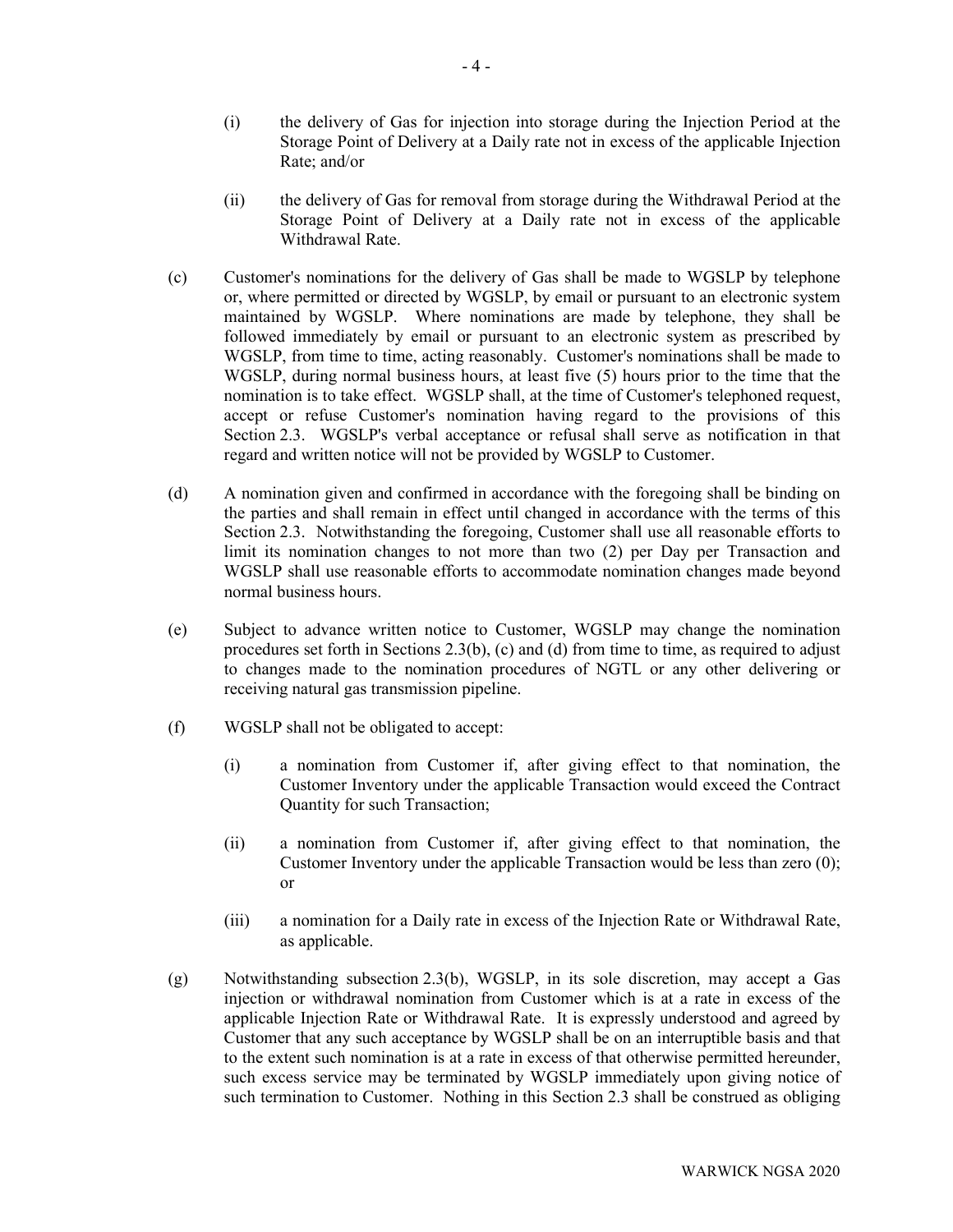(i) the delivery of Gas for injection into storage during the Injection Period at the Storage Point of Delivery at a Daily rate not in excess of the applicable Injection Rate; and/or

(ii) the delivery of Gas for removal from storage during the Withdrawal Period at the Storage Point of Delivery at a Daily rate not in excess of the applicable Withdrawal Rate.

(c) Customer's nominations for the delivery of Gas shall be made to WGSLP by telephone or, where permitted or directed by WGSLP, by email or pursuant to an electronic system maintained by WGSLP. Where nominations are made by telephone, they shall be followed immediately by email or pursuant to an electronic system as prescribed by WGSLP, from time to time, acting reasonably. Customer's nominations shall be made to WGSLP, during normal business hours, at least five (5) hours prior to the time that the nomination is to take effect. WGSLP shall, at the time of Customer's telephoned request, accept or refuse Customer's nomination having regard to the provisions of this Section 2.3. WGSLP's verbal acceptance or refusal shall serve as notification in that regard and written notice will not be provided by WGSLP to Customer.

(d) A nomination given and confirmed in accordance with the foregoing shall be binding on the parties and shall remain in effect until changed in accordance with the terms of this Section 2.3. Notwithstanding the foregoing, Customer shall use all reasonable efforts to limit its nomination changes to not more than two (2) per Day per Transaction and WGSLP shall use reasonable efforts to accommodate nomination changes made beyond normal business hours.

(e) Subject to advance written notice to Customer, WGSLP may change the nomination procedures set forth in Sections 2.3(b), (c) and (d) from time to time, as required to adjust to changes made to the nomination procedures of NGTL or any other delivering or receiving natural gas transmission pipeline.

(f) WGSLP shall not be obligated to accept:

(i) a nomination from Customer if, after giving effect to that nomination, the Customer Inventory under the applicable Transaction would exceed the Contract Quantity for such Transaction;

(ii) a nomination from Customer if, after giving effect to that nomination, the Customer Inventory under the applicable Transaction would be less than zero (0); or

(iii) a nomination for a Daily rate in excess of the Injection Rate or Withdrawal Rate, as applicable.

(g) Notwithstanding subsection 2.3(b), WGSLP, in its sole discretion, may accept a Gas injection or withdrawal nomination from Customer which is at a rate in excess of the applicable Injection Rate or Withdrawal Rate. It is expressly understood and agreed by Customer that any such acceptance by WGSLP shall be on an interruptible basis and that to the extent such nomination is at a rate in excess of that otherwise permitted hereunder, such excess service may be terminated by WGSLP immediately upon giving notice of such termination to Customer. Nothing in this Section 2.3 shall be construed as obliging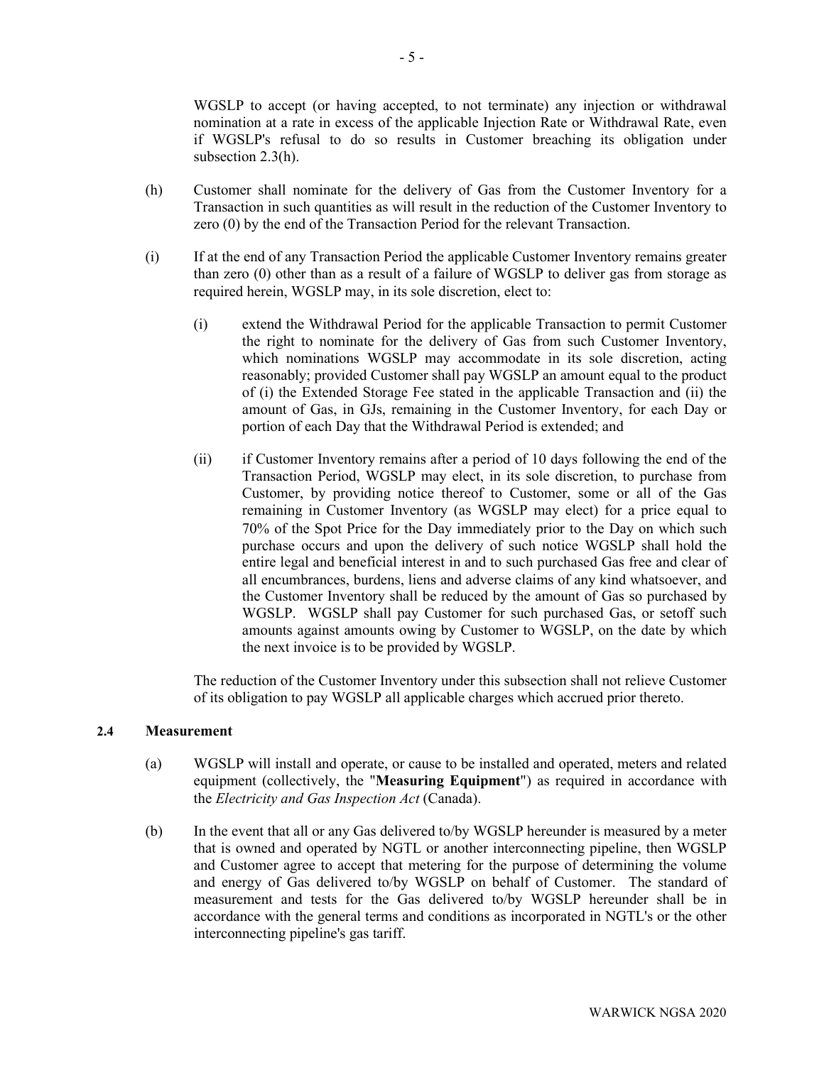WGSLP to accept (or having accepted, to not terminate) any injection or withdrawal nomination at a rate in excess of the applicable Injection Rate or Withdrawal Rate, even if WGSLP's refusal to do so results in Customer breaching its obligation under subsection 2.3(h).

(h) Customer shall nominate for the delivery of Gas from the Customer Inventory for a Transaction in such quantities as will result in the reduction of the Customer Inventory to zero (0) by the end of the Transaction Period for the relevant Transaction.

(i) If at the end of any Transaction Period the applicable Customer Inventory remains greater than zero (0) other than as a result of a failure of WGSLP to deliver gas from storage as required herein, WGSLP may, in its sole discretion, elect to:

(i) extend the Withdrawal Period for the applicable Transaction to permit Customer the right to nominate for the delivery of Gas from such Customer Inventory, which nominations WGSLP may accommodate in its sole discretion, acting reasonably; provided Customer shall pay WGSLP an amount equal to the product of (i) the Extended Storage Fee stated in the applicable Transaction and (ii) the amount of Gas, in GJs, remaining in the Customer Inventory, for each Day or portion of each Day that the Withdrawal Period is extended; and

(ii) if Customer Inventory remains after a period of 10 days following the end of the Transaction Period, WGSLP may elect, in its sole discretion, to purchase from Customer, by providing notice thereof to Customer, some or all of the Gas remaining in Customer Inventory (as WGSLP may elect) for a price equal to 70% of the Spot Price for the Day immediately prior to the Day on which such purchase occurs and upon the delivery of such notice WGSLP shall hold the entire legal and beneficial interest in and to such purchased Gas free and clear of all encumbrances, burdens, liens and adverse claims of any kind whatsoever, and the Customer Inventory shall be reduced by the amount of Gas so purchased by WGSLP. WGSLP shall pay Customer for such purchased Gas, or setoff such amounts against amounts owing by Customer to WGSLP, on the date by which the next invoice is to be provided by WGSLP.

The reduction of the Customer Inventory under this subsection shall not relieve Customer of its obligation to pay WGSLP all applicable charges which accrued prior thereto.

### 2.4 Measurement

(a) WGSLP will install and operate, or cause to be installed and operated, meters and related equipment (collectively, the "**Measuring Equipment**") as required in accordance with the *Electricity and Gas Inspection Act* (Canada).

(b) In the event that all or any Gas delivered to/by WGSLP hereunder is measured by a meter that is owned and operated by NGTL or another interconnecting pipeline, then WGSLP and Customer agree to accept that metering for the purpose of determining the volume and energy of Gas delivered to/by WGSLP on behalf of Customer. The standard of measurement and tests for the Gas delivered to/by WGSLP hereunder shall be in accordance with the general terms and conditions as incorporated in NGTL's or the other interconnecting pipeline's gas tariff.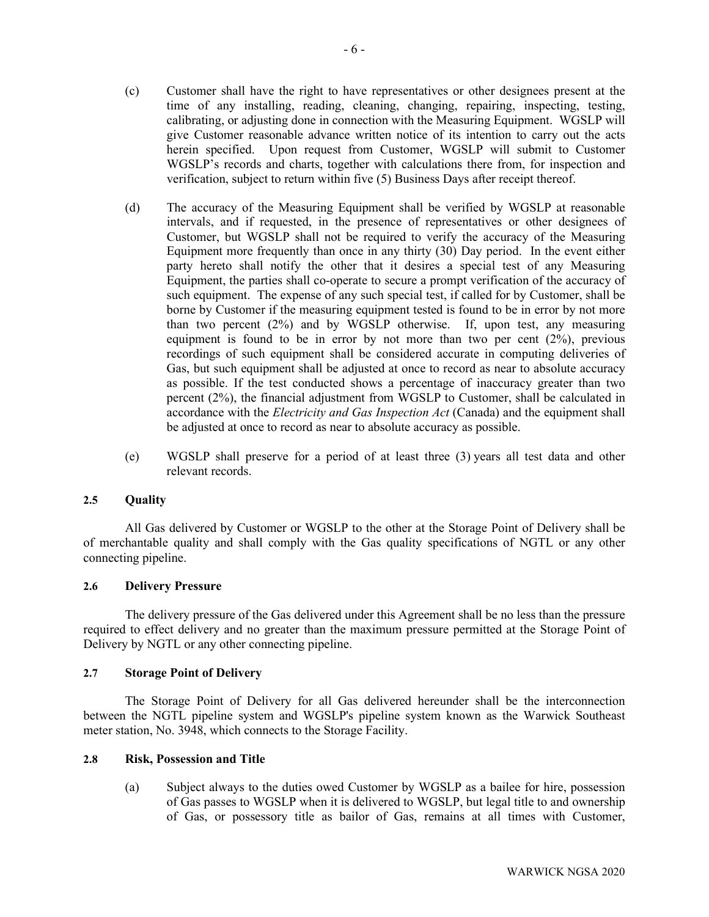(c) Customer shall have the right to have representatives or other designees present at the time of any installing, reading, cleaning, changing, repairing, inspecting, testing, calibrating, or adjusting done in connection with the Measuring Equipment. WGSLP will give Customer reasonable advance written notice of its intention to carry out the acts herein specified. Upon request from Customer, WGSLP will submit to Customer WGSLP's records and charts, together with calculations there from, for inspection and verification, subject to return within five (5) Business Days after receipt thereof.

(d) The accuracy of the Measuring Equipment shall be verified by WGSLP at reasonable intervals, and if requested, in the presence of representatives or other designees of Customer, but WGSLP shall not be required to verify the accuracy of the Measuring Equipment more frequently than once in any thirty (30) Day period. In the event either party hereto shall notify the other that it desires a special test of any Measuring Equipment, the parties shall co-operate to secure a prompt verification of the accuracy of such equipment. The expense of any such special test, if called for by Customer, shall be borne by Customer if the measuring equipment tested is found to be in error by not more than two percent (2%) and by WGSLP otherwise. If, upon test, any measuring equipment is found to be in error by not more than two per cent (2%), previous recordings of such equipment shall be considered accurate in computing deliveries of Gas, but such equipment shall be adjusted at once to record as near to absolute accuracy as possible. If the test conducted shows a percentage of inaccuracy greater than two percent (2%), the financial adjustment from WGSLP to Customer, shall be calculated in accordance with the *Electricity and Gas Inspection Act* (Canada) and the equipment shall be adjusted at once to record as near to absolute accuracy as possible.

(e) WGSLP shall preserve for a period of at least three (3) years all test data and other relevant records.

### 2.5 Quality

All Gas delivered by Customer or WGSLP to the other at the Storage Point of Delivery shall be of merchantable quality and shall comply with the Gas quality specifications of NGTL or any other connecting pipeline.

### 2.6 Delivery Pressure

The delivery pressure of the Gas delivered under this Agreement shall be no less than the pressure required to effect delivery and no greater than the maximum pressure permitted at the Storage Point of Delivery by NGTL or any other connecting pipeline.

### 2.7 Storage Point of Delivery

The Storage Point of Delivery for all Gas delivered hereunder shall be the interconnection between the NGTL pipeline system and WGSLP's pipeline system known as the Warwick Southeast meter station, No. 3948, which connects to the Storage Facility.

### 2.8 Risk, Possession and Title

(a) Subject always to the duties owed Customer by WGSLP as a bailee for hire, possession of Gas passes to WGSLP when it is delivered to WGSLP, but legal title to and ownership of Gas, or possessory title as bailor of Gas, remains at all times with Customer,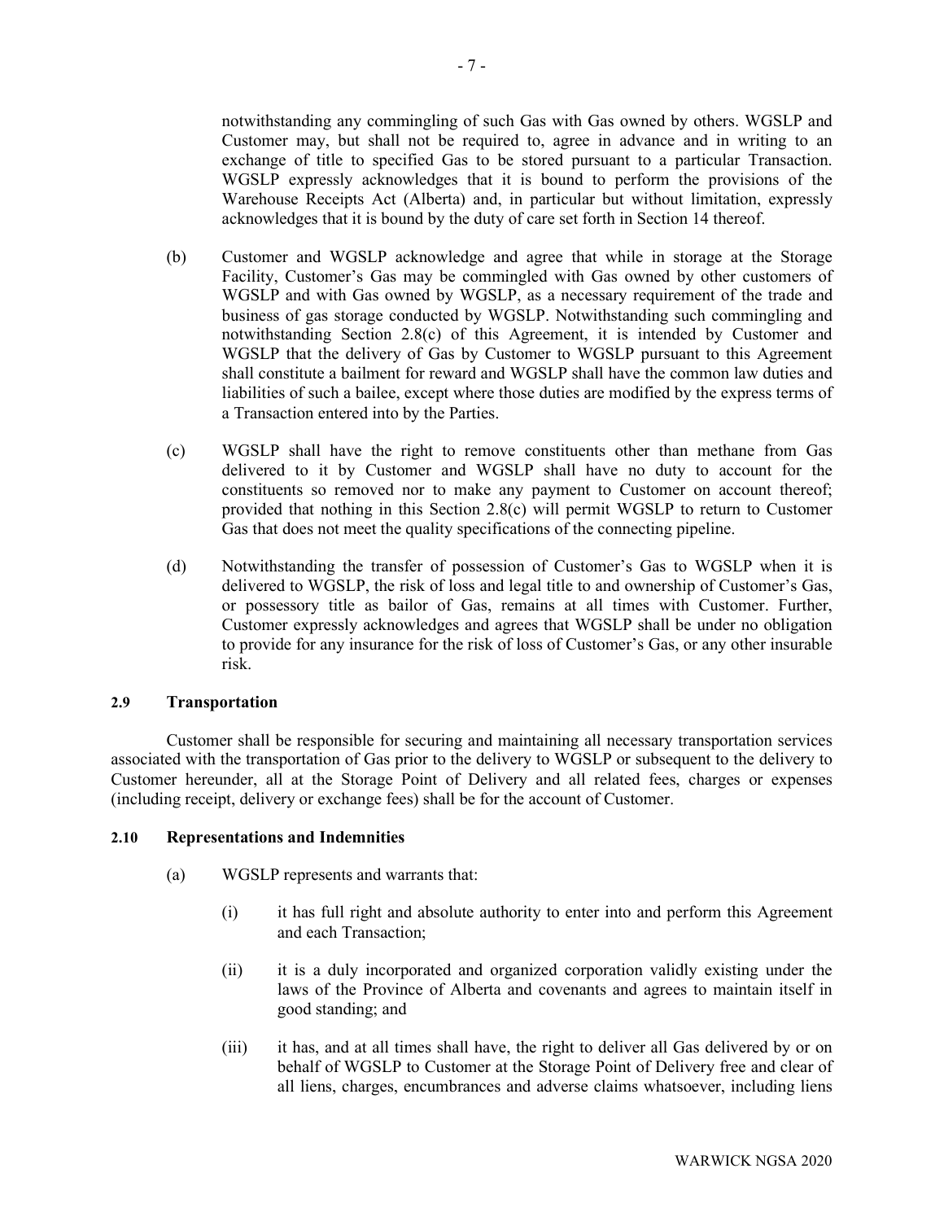notwithstanding any commingling of such Gas with Gas owned by others. WGSLP and Customer may, but shall not be required to, agree in advance and in writing to an exchange of title to specified Gas to be stored pursuant to a particular Transaction. WGSLP expressly acknowledges that it is bound to perform the provisions of the Warehouse Receipts Act (Alberta) and, in particular but without limitation, expressly acknowledges that it is bound by the duty of care set forth in Section 14 thereof.

(b) Customer and WGSLP acknowledge and agree that while in storage at the Storage Facility, Customer's Gas may be commingled with Gas owned by other customers of WGSLP and with Gas owned by WGSLP, as a necessary requirement of the trade and business of gas storage conducted by WGSLP. Notwithstanding such commingling and notwithstanding Section 2.8(c) of this Agreement, it is intended by Customer and WGSLP that the delivery of Gas by Customer to WGSLP pursuant to this Agreement shall constitute a bailment for reward and WGSLP shall have the common law duties and liabilities of such a bailee, except where those duties are modified by the express terms of a Transaction entered into by the Parties.

(c) WGSLP shall have the right to remove constituents other than methane from Gas delivered to it by Customer and WGSLP shall have no duty to account for the constituents so removed nor to make any payment to Customer on account thereof; provided that nothing in this Section 2.8(c) will permit WGSLP to return to Customer Gas that does not meet the quality specifications of the connecting pipeline.

(d) Notwithstanding the transfer of possession of Customer's Gas to WGSLP when it is delivered to WGSLP, the risk of loss and legal title to and ownership of Customer's Gas, or possessory title as bailor of Gas, remains at all times with Customer. Further, Customer expressly acknowledges and agrees that WGSLP shall be under no obligation to provide for any insurance for the risk of loss of Customer's Gas, or any other insurable risk.

### 2.9 Transportation

Customer shall be responsible for securing and maintaining all necessary transportation services associated with the transportation of Gas prior to the delivery to WGSLP or subsequent to the delivery to Customer hereunder, all at the Storage Point of Delivery and all related fees, charges or expenses (including receipt, delivery or exchange fees) shall be for the account of Customer.

### 2.10 Representations and Indemnities

(a) WGSLP represents and warrants that:

(i) it has full right and absolute authority to enter into and perform this Agreement and each Transaction;

(ii) it is a duly incorporated and organized corporation validly existing under the laws of the Province of Alberta and covenants and agrees to maintain itself in good standing; and

(iii) it has, and at all times shall have, the right to deliver all Gas delivered by or on behalf of WGSLP to Customer at the Storage Point of Delivery free and clear of all liens, charges, encumbrances and adverse claims whatsoever, including liens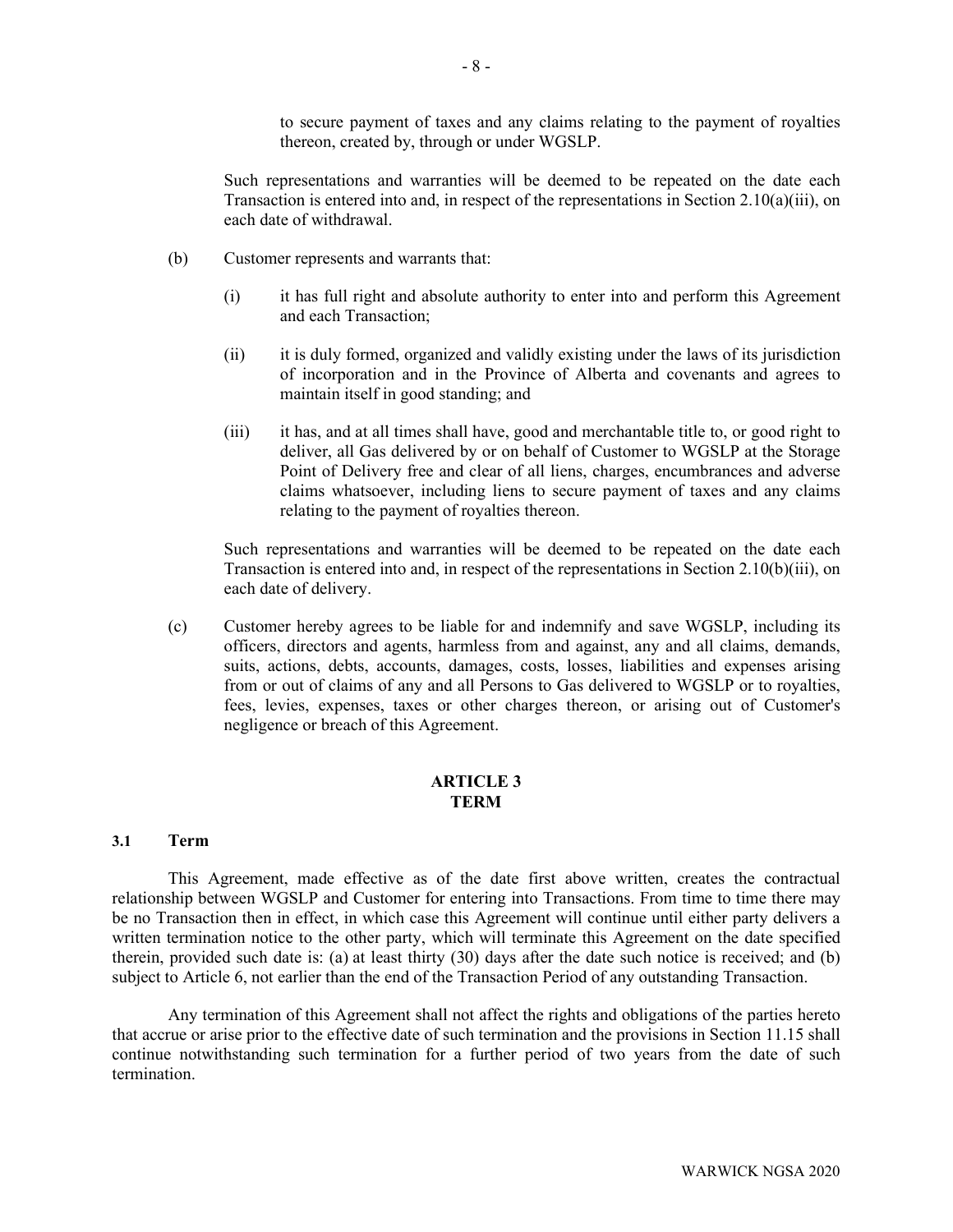to secure payment of taxes and any claims relating to the payment of royalties thereon, created by, through or under WGSLP.

Such representations and warranties will be deemed to be repeated on the date each Transaction is entered into and, in respect of the representations in Section 2.10(a)(iii), on each date of withdrawal.

(b) Customer represents and warrants that:

(i) it has full right and absolute authority to enter into and perform this Agreement and each Transaction;

(ii) it is duly formed, organized and validly existing under the laws of its jurisdiction of incorporation and in the Province of Alberta and covenants and agrees to maintain itself in good standing; and

(iii) it has, and at all times shall have, good and merchantable title to, or good right to deliver, all Gas delivered by or on behalf of Customer to WGSLP at the Storage Point of Delivery free and clear of all liens, charges, encumbrances and adverse claims whatsoever, including liens to secure payment of taxes and any claims relating to the payment of royalties thereon.

Such representations and warranties will be deemed to be repeated on the date each Transaction is entered into and, in respect of the representations in Section 2.10(b)(iii), on each date of delivery.

(c) Customer hereby agrees to be liable for and indemnify and save WGSLP, including its officers, directors and agents, harmless from and against, any and all claims, demands, suits, actions, debts, accounts, damages, costs, losses, liabilities and expenses arising from or out of claims of any and all Persons to Gas delivered to WGSLP or to royalties, fees, levies, expenses, taxes or other charges thereon, or arising out of Customer's negligence or breach of this Agreement.

## ARTICLE 3
## TERM

### 3.1 Term

This Agreement, made effective as of the date first above written, creates the contractual relationship between WGSLP and Customer for entering into Transactions. From time to time there may be no Transaction then in effect, in which case this Agreement will continue until either party delivers a written termination notice to the other party, which will terminate this Agreement on the date specified therein, provided such date is: (a) at least thirty (30) days after the date such notice is received; and (b) subject to Article 6, not earlier than the end of the Transaction Period of any outstanding Transaction.

Any termination of this Agreement shall not affect the rights and obligations of the parties hereto that accrue or arise prior to the effective date of such termination and the provisions in Section 11.15 shall continue notwithstanding such termination for a further period of two years from the date of such termination.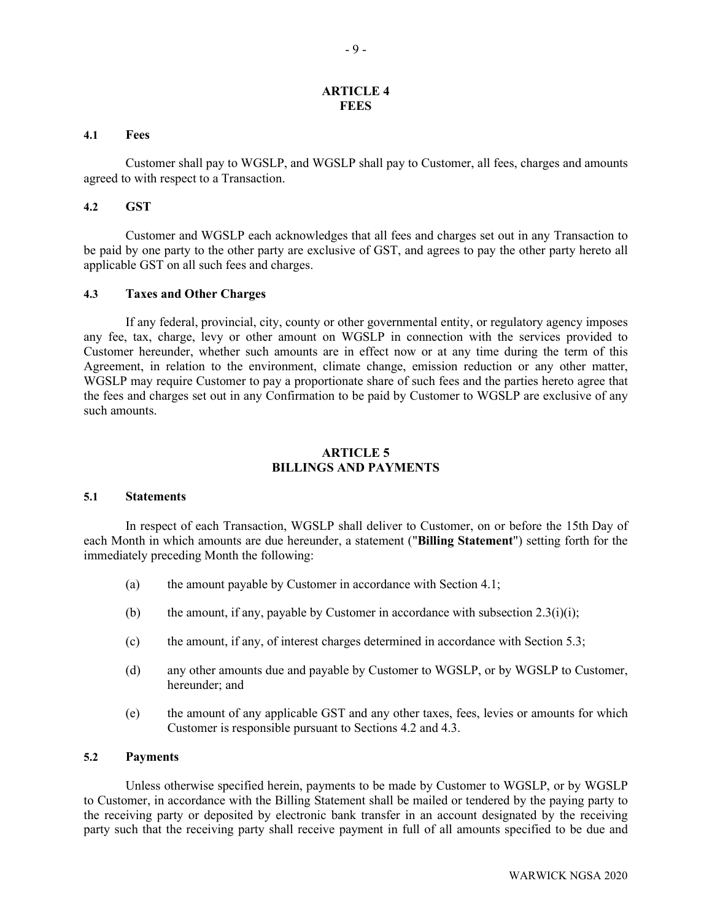## ARTICLE 4
## FEES

### 4.1 Fees

Customer shall pay to WGSLP, and WGSLP shall pay to Customer, all fees, charges and amounts agreed to with respect to a Transaction.

### 4.2 GST

Customer and WGSLP each acknowledges that all fees and charges set out in any Transaction to be paid by one party to the other party are exclusive of GST, and agrees to pay the other party hereto all applicable GST on all such fees and charges.

### 4.3 Taxes and Other Charges

If any federal, provincial, city, county or other governmental entity, or regulatory agency imposes any fee, tax, charge, levy or other amount on WGSLP in connection with the services provided to Customer hereunder, whether such amounts are in effect now or at any time during the term of this Agreement, in relation to the environment, climate change, emission reduction or any other matter, WGSLP may require Customer to pay a proportionate share of such fees and the parties hereto agree that the fees and charges set out in any Confirmation to be paid by Customer to WGSLP are exclusive of any such amounts.

## ARTICLE 5
## BILLINGS AND PAYMENTS

### 5.1 Statements

In respect of each Transaction, WGSLP shall deliver to Customer, on or before the 15th Day of each Month in which amounts are due hereunder, a statement ("**Billing Statement**") setting forth for the immediately preceding Month the following:

(a) the amount payable by Customer in accordance with Section 4.1;

(b) the amount, if any, payable by Customer in accordance with subsection 2.3(i)(i);

(c) the amount, if any, of interest charges determined in accordance with Section 5.3;

(d) any other amounts due and payable by Customer to WGSLP, or by WGSLP to Customer, hereunder; and

(e) the amount of any applicable GST and any other taxes, fees, levies or amounts for which Customer is responsible pursuant to Sections 4.2 and 4.3.

### 5.2 Payments

Unless otherwise specified herein, payments to be made by Customer to WGSLP, or by WGSLP to Customer, in accordance with the Billing Statement shall be mailed or tendered by the paying party to the receiving party or deposited by electronic bank transfer in an account designated by the receiving party such that the receiving party shall receive payment in full of all amounts specified to be due and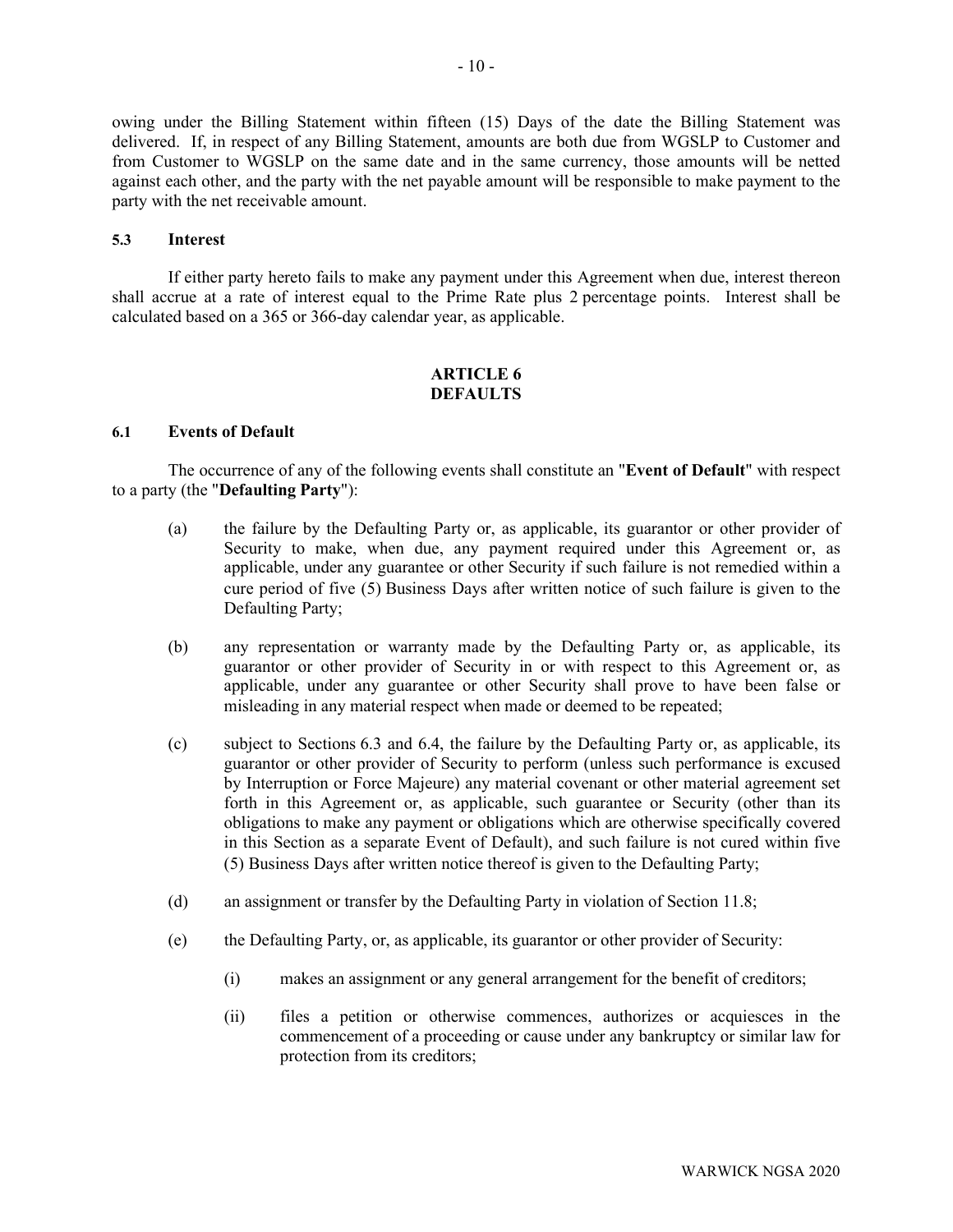owing under the Billing Statement within fifteen (15) Days of the date the Billing Statement was delivered. If, in respect of any Billing Statement, amounts are both due from WGSLP to Customer and from Customer to WGSLP on the same date and in the same currency, those amounts will be netted against each other, and the party with the net payable amount will be responsible to make payment to the party with the net receivable amount.

### 5.3 Interest

If either party hereto fails to make any payment under this Agreement when due, interest thereon shall accrue at a rate of interest equal to the Prime Rate plus 2 percentage points. Interest shall be calculated based on a 365 or 366-day calendar year, as applicable.

## ARTICLE 6
## DEFAULTS

### 6.1 Events of Default

The occurrence of any of the following events shall constitute an "**Event of Default**" with respect to a party (the "**Defaulting Party**"):

(a) the failure by the Defaulting Party or, as applicable, its guarantor or other provider of Security to make, when due, any payment required under this Agreement or, as applicable, under any guarantee or other Security if such failure is not remedied within a cure period of five (5) Business Days after written notice of such failure is given to the Defaulting Party;

(b) any representation or warranty made by the Defaulting Party or, as applicable, its guarantor or other provider of Security in or with respect to this Agreement or, as applicable, under any guarantee or other Security shall prove to have been false or misleading in any material respect when made or deemed to be repeated;

(c) subject to Sections 6.3 and 6.4, the failure by the Defaulting Party or, as applicable, its guarantor or other provider of Security to perform (unless such performance is excused by Interruption or Force Majeure) any material covenant or other material agreement set forth in this Agreement or, as applicable, such guarantee or Security (other than its obligations to make any payment or obligations which are otherwise specifically covered in this Section as a separate Event of Default), and such failure is not cured within five (5) Business Days after written notice thereof is given to the Defaulting Party;

(d) an assignment or transfer by the Defaulting Party in violation of Section 11.8;

(e) the Defaulting Party, or, as applicable, its guarantor or other provider of Security:

  (i) makes an assignment or any general arrangement for the benefit of creditors;

  (ii) files a petition or otherwise commences, authorizes or acquiesces in the commencement of a proceeding or cause under any bankruptcy or similar law for protection from its creditors;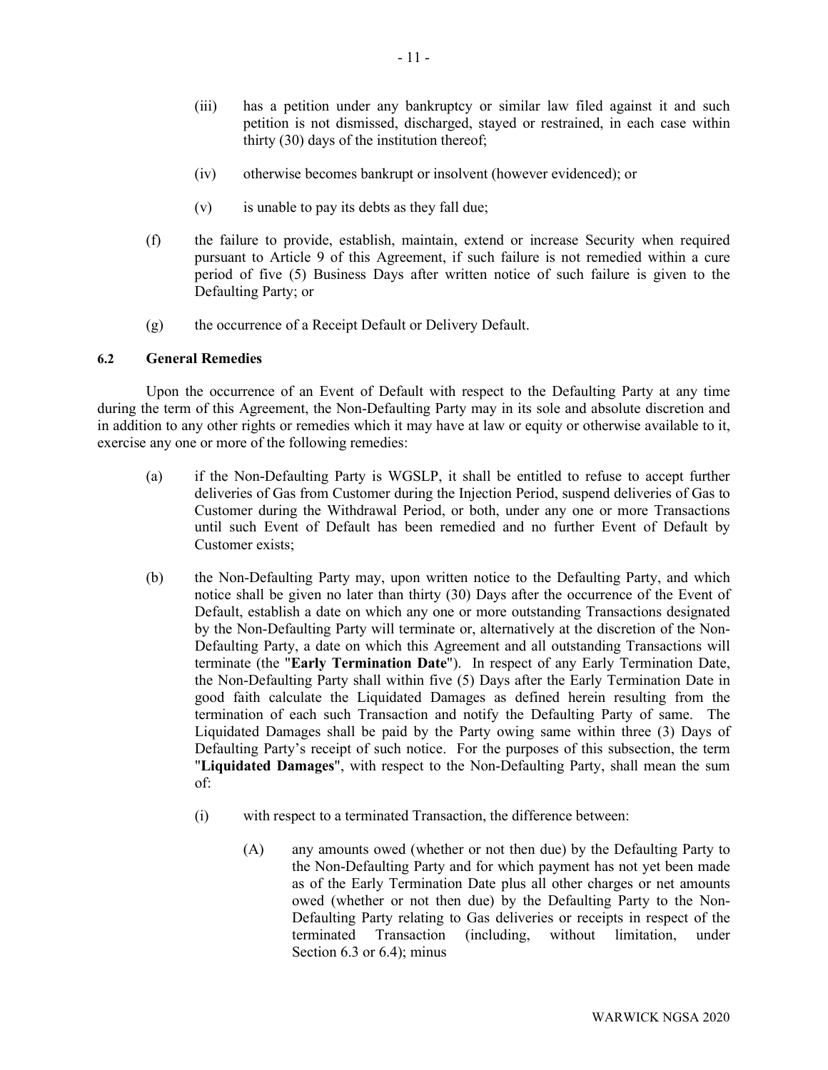(iii) has a petition under any bankruptcy or similar law filed against it and such petition is not dismissed, discharged, stayed or restrained, in each case within thirty (30) days of the institution thereof;

(iv) otherwise becomes bankrupt or insolvent (however evidenced); or

(v) is unable to pay its debts as they fall due;

(f) the failure to provide, establish, maintain, extend or increase Security when required pursuant to Article 9 of this Agreement, if such failure is not remedied within a cure period of five (5) Business Days after written notice of such failure is given to the Defaulting Party; or

(g) the occurrence of a Receipt Default or Delivery Default.

### 6.2 General Remedies

Upon the occurrence of an Event of Default with respect to the Defaulting Party at any time during the term of this Agreement, the Non-Defaulting Party may in its sole and absolute discretion and in addition to any other rights or remedies which it may have at law or equity or otherwise available to it, exercise any one or more of the following remedies:

(a) if the Non-Defaulting Party is WGSLP, it shall be entitled to refuse to accept further deliveries of Gas from Customer during the Injection Period, suspend deliveries of Gas to Customer during the Withdrawal Period, or both, under any one or more Transactions until such Event of Default has been remedied and no further Event of Default by Customer exists;

(b) the Non-Defaulting Party may, upon written notice to the Defaulting Party, and which notice shall be given no later than thirty (30) Days after the occurrence of the Event of Default, establish a date on which any one or more outstanding Transactions designated by the Non-Defaulting Party will terminate or, alternatively at the discretion of the Non-Defaulting Party, a date on which this Agreement and all outstanding Transactions will terminate (the "**Early Termination Date**"). In respect of any Early Termination Date, the Non-Defaulting Party shall within five (5) Days after the Early Termination Date in good faith calculate the Liquidated Damages as defined herein resulting from the termination of each such Transaction and notify the Defaulting Party of same. The Liquidated Damages shall be paid by the Party owing same within three (3) Days of Defaulting Party's receipt of such notice. For the purposes of this subsection, the term "**Liquidated Damages**", with respect to the Non-Defaulting Party, shall mean the sum of:

(i) with respect to a terminated Transaction, the difference between:

(A) any amounts owed (whether or not then due) by the Defaulting Party to the Non-Defaulting Party and for which payment has not yet been made as of the Early Termination Date plus all other charges or net amounts owed (whether or not then due) by the Defaulting Party to the Non-Defaulting Party relating to Gas deliveries or receipts in respect of the terminated Transaction (including, without limitation, under Section 6.3 or 6.4); minus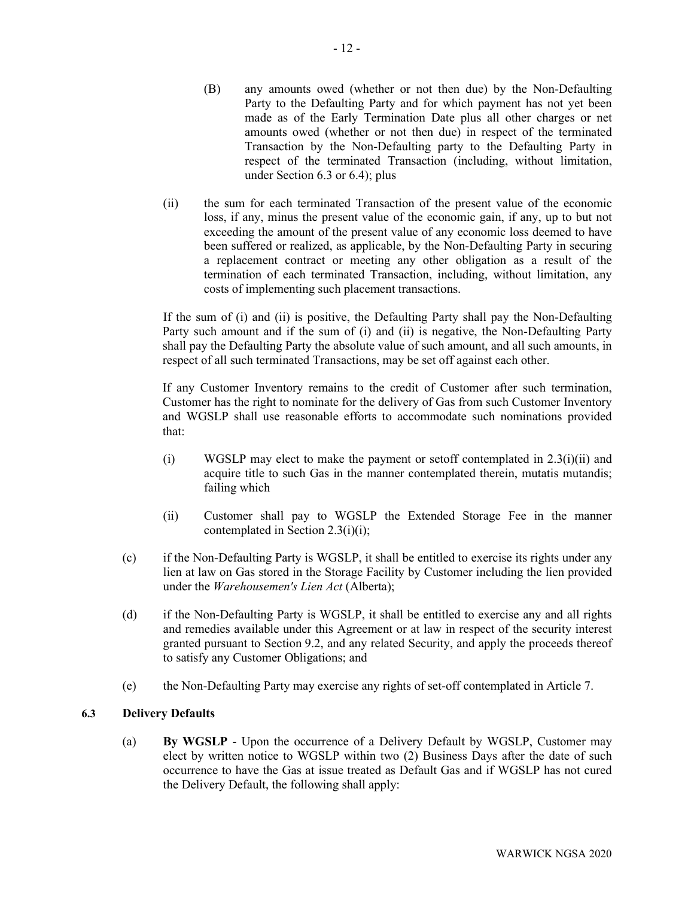(B) any amounts owed (whether or not then due) by the Non-Defaulting Party to the Defaulting Party and for which payment has not yet been made as of the Early Termination Date plus all other charges or net amounts owed (whether or not then due) in respect of the terminated Transaction by the Non-Defaulting party to the Defaulting Party in respect of the terminated Transaction (including, without limitation, under Section 6.3 or 6.4); plus

(ii) the sum for each terminated Transaction of the present value of the economic loss, if any, minus the present value of the economic gain, if any, up to but not exceeding the amount of the present value of any economic loss deemed to have been suffered or realized, as applicable, by the Non-Defaulting Party in securing a replacement contract or meeting any other obligation as a result of the termination of each terminated Transaction, including, without limitation, any costs of implementing such placement transactions.

If the sum of (i) and (ii) is positive, the Defaulting Party shall pay the Non-Defaulting Party such amount and if the sum of (i) and (ii) is negative, the Non-Defaulting Party shall pay the Defaulting Party the absolute value of such amount, and all such amounts, in respect of all such terminated Transactions, may be set off against each other.

If any Customer Inventory remains to the credit of Customer after such termination, Customer has the right to nominate for the delivery of Gas from such Customer Inventory and WGSLP shall use reasonable efforts to accommodate such nominations provided that:

(i) WGSLP may elect to make the payment or setoff contemplated in 2.3(i)(ii) and acquire title to such Gas in the manner contemplated therein, mutatis mutandis; failing which

(ii) Customer shall pay to WGSLP the Extended Storage Fee in the manner contemplated in Section 2.3(i)(i);

(c) if the Non-Defaulting Party is WGSLP, it shall be entitled to exercise its rights under any lien at law on Gas stored in the Storage Facility by Customer including the lien provided under the *Warehousemen's Lien Act* (Alberta);

(d) if the Non-Defaulting Party is WGSLP, it shall be entitled to exercise any and all rights and remedies available under this Agreement or at law in respect of the security interest granted pursuant to Section 9.2, and any related Security, and apply the proceeds thereof to satisfy any Customer Obligations; and

(e) the Non-Defaulting Party may exercise any rights of set-off contemplated in Article 7.

### 6.3 Delivery Defaults

(a) **By WGSLP** - Upon the occurrence of a Delivery Default by WGSLP, Customer may elect by written notice to WGSLP within two (2) Business Days after the date of such occurrence to have the Gas at issue treated as Default Gas and if WGSLP has not cured the Delivery Default, the following shall apply: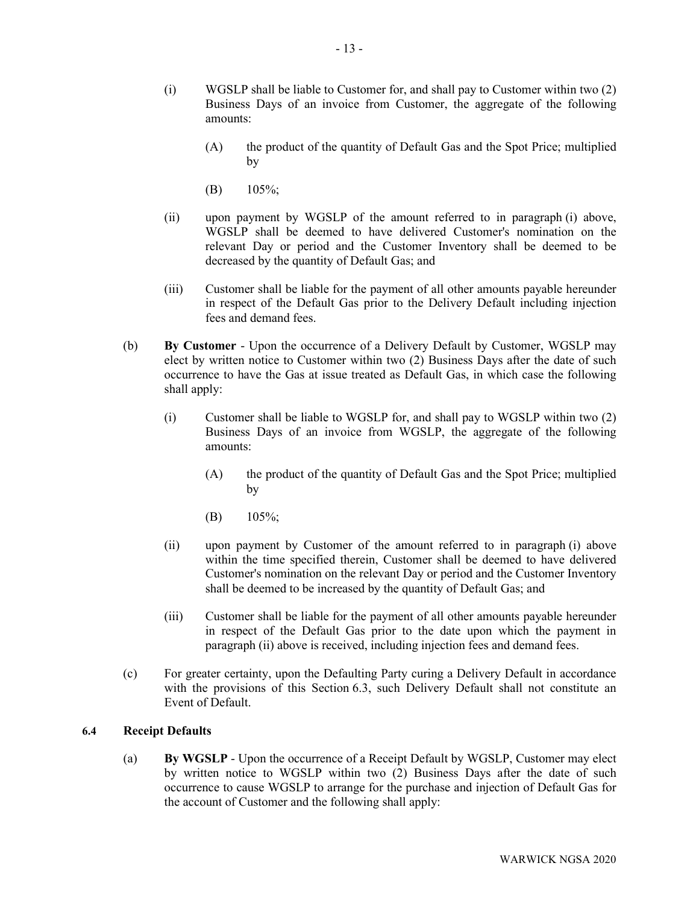(i) WGSLP shall be liable to Customer for, and shall pay to Customer within two (2) Business Days of an invoice from Customer, the aggregate of the following amounts:

    (A) the product of the quantity of Default Gas and the Spot Price; multiplied by

    (B) 105%;

(ii) upon payment by WGSLP of the amount referred to in paragraph (i) above, WGSLP shall be deemed to have delivered Customer's nomination on the relevant Day or period and the Customer Inventory shall be deemed to be decreased by the quantity of Default Gas; and

(iii) Customer shall be liable for the payment of all other amounts payable hereunder in respect of the Default Gas prior to the Delivery Default including injection fees and demand fees.

(b) **By Customer** - Upon the occurrence of a Delivery Default by Customer, WGSLP may elect by written notice to Customer within two (2) Business Days after the date of such occurrence to have the Gas at issue treated as Default Gas, in which case the following shall apply:

(i) Customer shall be liable to WGSLP for, and shall pay to WGSLP within two (2) Business Days of an invoice from WGSLP, the aggregate of the following amounts:

    (A) the product of the quantity of Default Gas and the Spot Price; multiplied by

    (B) 105%;

(ii) upon payment by Customer of the amount referred to in paragraph (i) above within the time specified therein, Customer shall be deemed to have delivered Customer's nomination on the relevant Day or period and the Customer Inventory shall be deemed to be increased by the quantity of Default Gas; and

(iii) Customer shall be liable for the payment of all other amounts payable hereunder in respect of the Default Gas prior to the date upon which the payment in paragraph (ii) above is received, including injection fees and demand fees.

(c) For greater certainty, upon the Defaulting Party curing a Delivery Default in accordance with the provisions of this Section 6.3, such Delivery Default shall not constitute an Event of Default.

### 6.4 Receipt Defaults

(a) **By WGSLP** - Upon the occurrence of a Receipt Default by WGSLP, Customer may elect by written notice to WGSLP within two (2) Business Days after the date of such occurrence to cause WGSLP to arrange for the purchase and injection of Default Gas for the account of Customer and the following shall apply: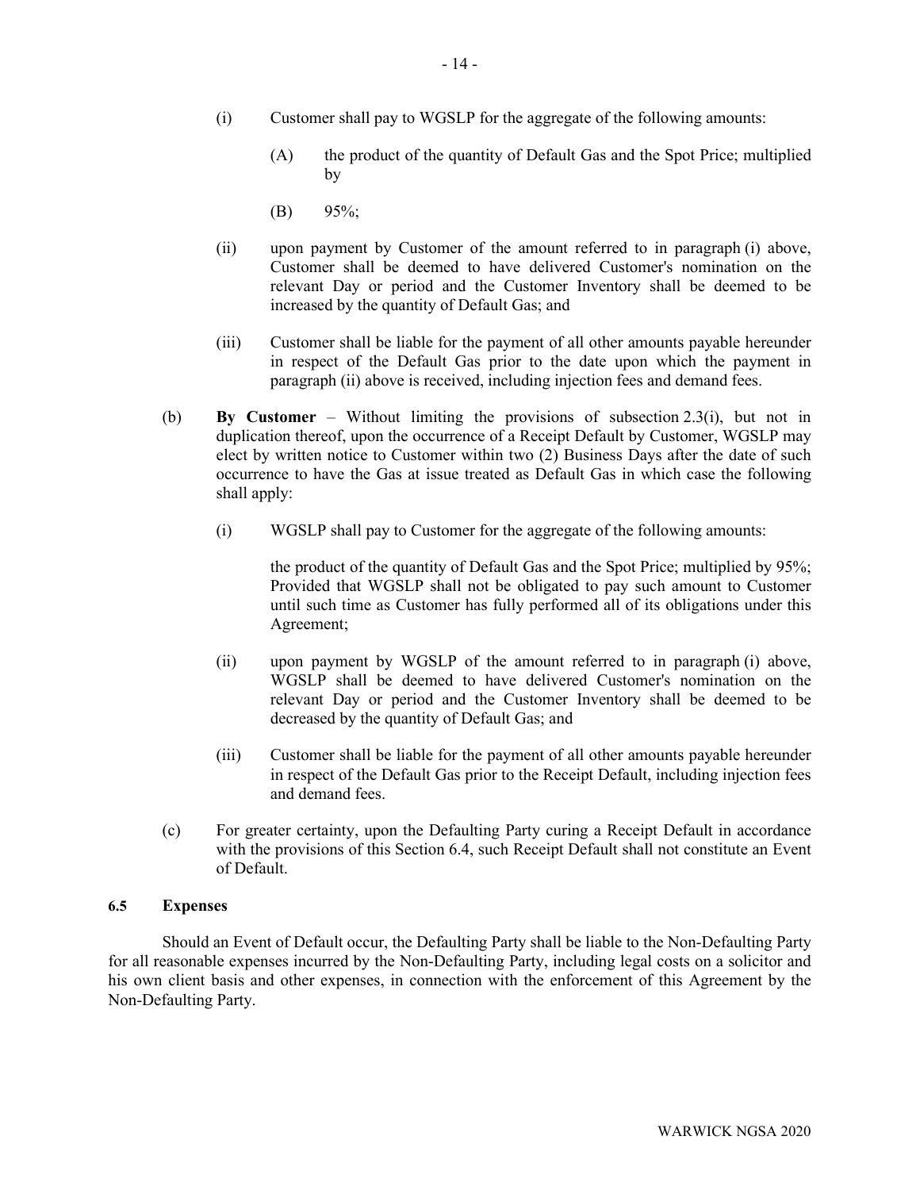(i) Customer shall pay to WGSLP for the aggregate of the following amounts:

   (A) the product of the quantity of Default Gas and the Spot Price; multiplied by

   (B) 95%;

(ii) upon payment by Customer of the amount referred to in paragraph (i) above, Customer shall be deemed to have delivered Customer's nomination on the relevant Day or period and the Customer Inventory shall be deemed to be increased by the quantity of Default Gas; and

(iii) Customer shall be liable for the payment of all other amounts payable hereunder in respect of the Default Gas prior to the date upon which the payment in paragraph (ii) above is received, including injection fees and demand fees.

(b) **By Customer** – Without limiting the provisions of subsection 2.3(i), but not in duplication thereof, upon the occurrence of a Receipt Default by Customer, WGSLP may elect by written notice to Customer within two (2) Business Days after the date of such occurrence to have the Gas at issue treated as Default Gas in which case the following shall apply:

(i) WGSLP shall pay to Customer for the aggregate of the following amounts:

   the product of the quantity of Default Gas and the Spot Price; multiplied by 95%; Provided that WGSLP shall not be obligated to pay such amount to Customer until such time as Customer has fully performed all of its obligations under this Agreement;

(ii) upon payment by WGSLP of the amount referred to in paragraph (i) above, WGSLP shall be deemed to have delivered Customer's nomination on the relevant Day or period and the Customer Inventory shall be deemed to be decreased by the quantity of Default Gas; and

(iii) Customer shall be liable for the payment of all other amounts payable hereunder in respect of the Default Gas prior to the Receipt Default, including injection fees and demand fees.

(c) For greater certainty, upon the Defaulting Party curing a Receipt Default in accordance with the provisions of this Section 6.4, such Receipt Default shall not constitute an Event of Default.

### 6.5 Expenses

Should an Event of Default occur, the Defaulting Party shall be liable to the Non-Defaulting Party for all reasonable expenses incurred by the Non-Defaulting Party, including legal costs on a solicitor and his own client basis and other expenses, in connection with the enforcement of this Agreement by the Non-Defaulting Party.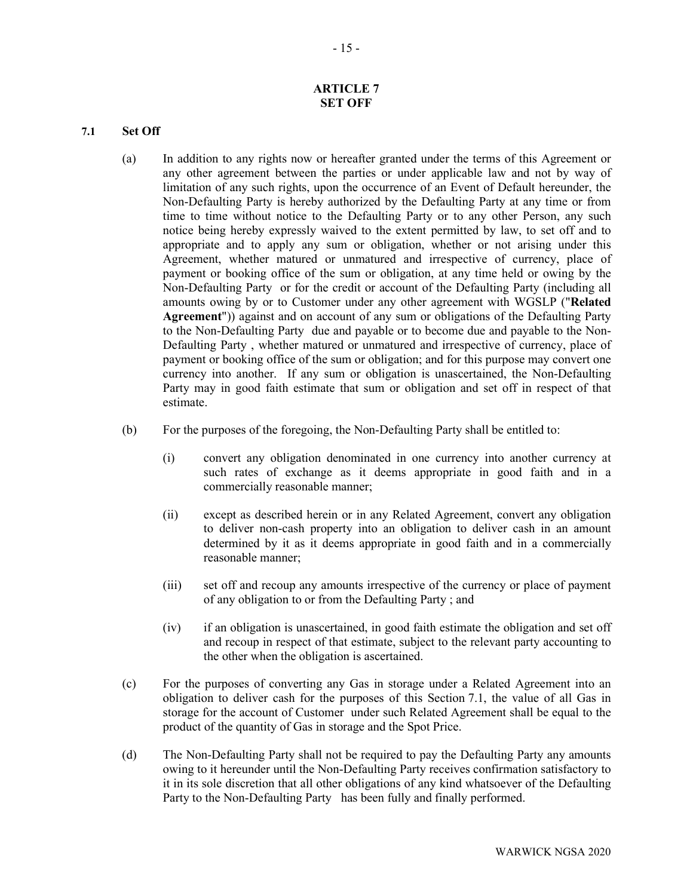## ARTICLE 7
## SET OFF

### 7.1 Set Off

(a) In addition to any rights now or hereafter granted under the terms of this Agreement or any other agreement between the parties or under applicable law and not by way of limitation of any such rights, upon the occurrence of an Event of Default hereunder, the Non-Defaulting Party is hereby authorized by the Defaulting Party at any time or from time to time without notice to the Defaulting Party or to any other Person, any such notice being hereby expressly waived to the extent permitted by law, to set off and to appropriate and to apply any sum or obligation, whether or not arising under this Agreement, whether matured or unmatured and irrespective of currency, place of payment or booking office of the sum or obligation, at any time held or owing by the Non-Defaulting Party or for the credit or account of the Defaulting Party (including all amounts owing by or to Customer under any other agreement with WGSLP ("**Related Agreement**")) against and on account of any sum or obligations of the Defaulting Party to the Non-Defaulting Party due and payable or to become due and payable to the Non-Defaulting Party , whether matured or unmatured and irrespective of currency, place of payment or booking office of the sum or obligation; and for this purpose may convert one currency into another. If any sum or obligation is unascertained, the Non-Defaulting Party may in good faith estimate that sum or obligation and set off in respect of that estimate.

(b) For the purposes of the foregoing, the Non-Defaulting Party shall be entitled to:

   (i) convert any obligation denominated in one currency into another currency at such rates of exchange as it deems appropriate in good faith and in a commercially reasonable manner;

   (ii) except as described herein or in any Related Agreement, convert any obligation to deliver non-cash property into an obligation to deliver cash in an amount determined by it as it deems appropriate in good faith and in a commercially reasonable manner;

   (iii) set off and recoup any amounts irrespective of the currency or place of payment of any obligation to or from the Defaulting Party ; and

   (iv) if an obligation is unascertained, in good faith estimate the obligation and set off and recoup in respect of that estimate, subject to the relevant party accounting to the other when the obligation is ascertained.

(c) For the purposes of converting any Gas in storage under a Related Agreement into an obligation to deliver cash for the purposes of this Section 7.1, the value of all Gas in storage for the account of Customer under such Related Agreement shall be equal to the product of the quantity of Gas in storage and the Spot Price.

(d) The Non-Defaulting Party shall not be required to pay the Defaulting Party any amounts owing to it hereunder until the Non-Defaulting Party receives confirmation satisfactory to it in its sole discretion that all other obligations of any kind whatsoever of the Defaulting Party to the Non-Defaulting Party has been fully and finally performed.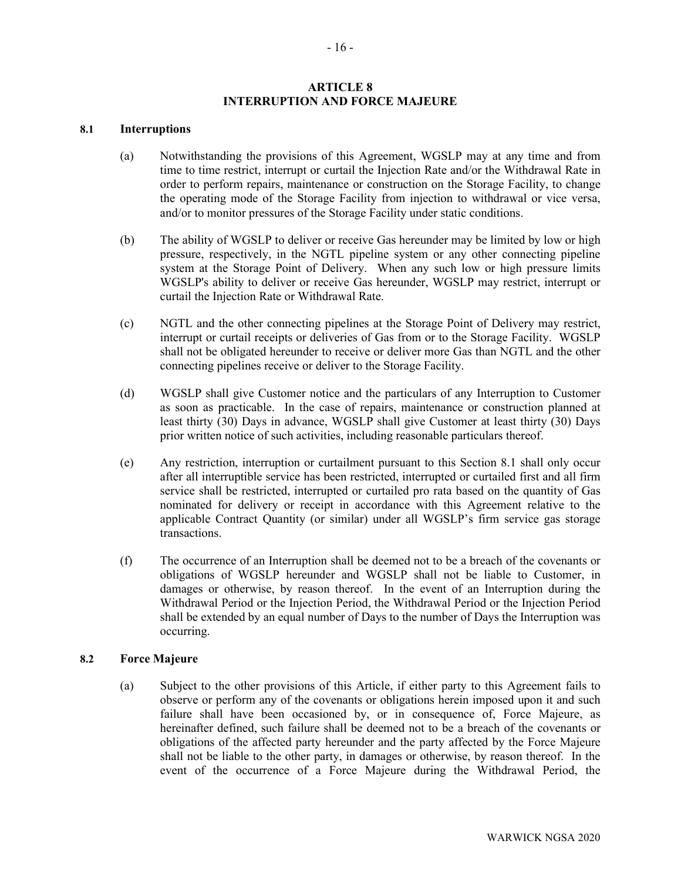## ARTICLE 8
## INTERRUPTION AND FORCE MAJEURE

### 8.1 Interruptions

(a) Notwithstanding the provisions of this Agreement, WGSLP may at any time and from time to time restrict, interrupt or curtail the Injection Rate and/or the Withdrawal Rate in order to perform repairs, maintenance or construction on the Storage Facility, to change the operating mode of the Storage Facility from injection to withdrawal or vice versa, and/or to monitor pressures of the Storage Facility under static conditions.

(b) The ability of WGSLP to deliver or receive Gas hereunder may be limited by low or high pressure, respectively, in the NGTL pipeline system or any other connecting pipeline system at the Storage Point of Delivery. When any such low or high pressure limits WGSLP's ability to deliver or receive Gas hereunder, WGSLP may restrict, interrupt or curtail the Injection Rate or Withdrawal Rate.

(c) NGTL and the other connecting pipelines at the Storage Point of Delivery may restrict, interrupt or curtail receipts or deliveries of Gas from or to the Storage Facility. WGSLP shall not be obligated hereunder to receive or deliver more Gas than NGTL and the other connecting pipelines receive or deliver to the Storage Facility.

(d) WGSLP shall give Customer notice and the particulars of any Interruption to Customer as soon as practicable. In the case of repairs, maintenance or construction planned at least thirty (30) Days in advance, WGSLP shall give Customer at least thirty (30) Days prior written notice of such activities, including reasonable particulars thereof.

(e) Any restriction, interruption or curtailment pursuant to this Section 8.1 shall only occur after all interruptible service has been restricted, interrupted or curtailed first and all firm service shall be restricted, interrupted or curtailed pro rata based on the quantity of Gas nominated for delivery or receipt in accordance with this Agreement relative to the applicable Contract Quantity (or similar) under all WGSLP's firm service gas storage transactions.

(f) The occurrence of an Interruption shall be deemed not to be a breach of the covenants or obligations of WGSLP hereunder and WGSLP shall not be liable to Customer, in damages or otherwise, by reason thereof. In the event of an Interruption during the Withdrawal Period or the Injection Period, the Withdrawal Period or the Injection Period shall be extended by an equal number of Days to the number of Days the Interruption was occurring.

### 8.2 Force Majeure

(a) Subject to the other provisions of this Article, if either party to this Agreement fails to observe or perform any of the covenants or obligations herein imposed upon it and such failure shall have been occasioned by, or in consequence of, Force Majeure, as hereinafter defined, such failure shall be deemed not to be a breach of the covenants or obligations of the affected party hereunder and the party affected by the Force Majeure shall not be liable to the other party, in damages or otherwise, by reason thereof. In the event of the occurrence of a Force Majeure during the Withdrawal Period, the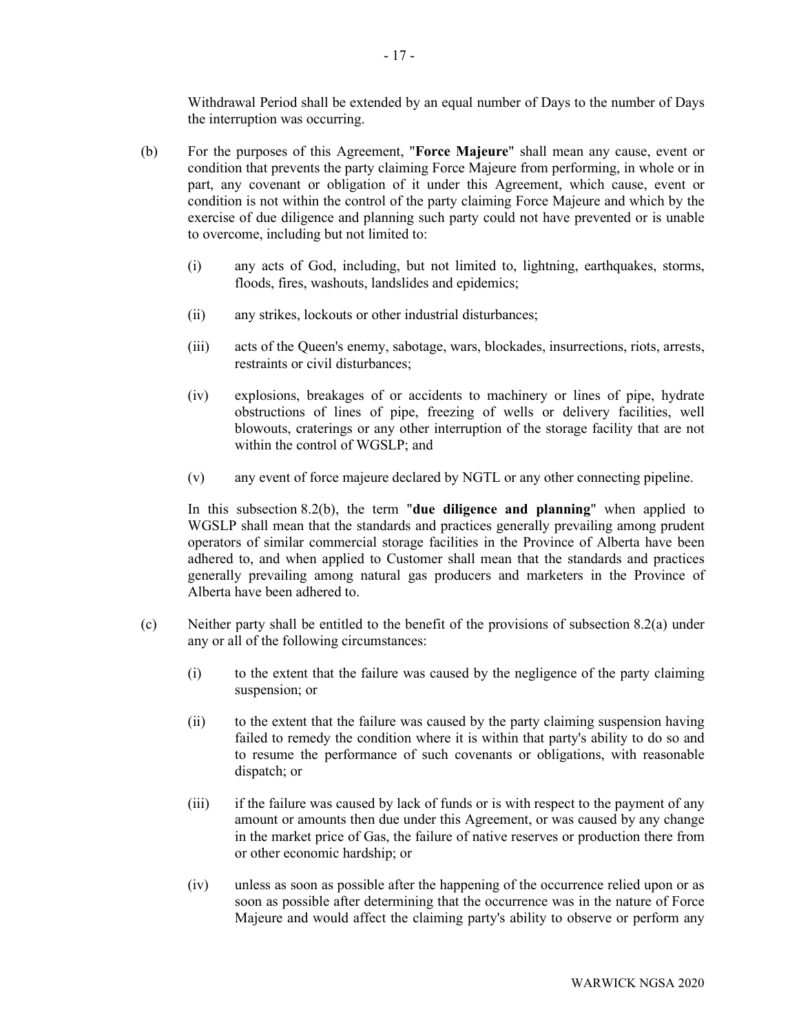Withdrawal Period shall be extended by an equal number of Days to the number of Days the interruption was occurring.

(b) For the purposes of this Agreement, "**Force Majeure**" shall mean any cause, event or condition that prevents the party claiming Force Majeure from performing, in whole or in part, any covenant or obligation of it under this Agreement, which cause, event or condition is not within the control of the party claiming Force Majeure and which by the exercise of due diligence and planning such party could not have prevented or is unable to overcome, including but not limited to:

   (i) any acts of God, including, but not limited to, lightning, earthquakes, storms, floods, fires, washouts, landslides and epidemics;

   (ii) any strikes, lockouts or other industrial disturbances;

   (iii) acts of the Queen's enemy, sabotage, wars, blockades, insurrections, riots, arrests, restraints or civil disturbances;

   (iv) explosions, breakages of or accidents to machinery or lines of pipe, hydrate obstructions of lines of pipe, freezing of wells or delivery facilities, well blowouts, craterings or any other interruption of the storage facility that are not within the control of WGSLP; and

   (v) any event of force majeure declared by NGTL or any other connecting pipeline.

   In this subsection 8.2(b), the term "**due diligence and planning**" when applied to WGSLP shall mean that the standards and practices generally prevailing among prudent operators of similar commercial storage facilities in the Province of Alberta have been adhered to, and when applied to Customer shall mean that the standards and practices generally prevailing among natural gas producers and marketers in the Province of Alberta have been adhered to.

(c) Neither party shall be entitled to the benefit of the provisions of subsection 8.2(a) under any or all of the following circumstances:

   (i) to the extent that the failure was caused by the negligence of the party claiming suspension; or

   (ii) to the extent that the failure was caused by the party claiming suspension having failed to remedy the condition where it is within that party's ability to do so and to resume the performance of such covenants or obligations, with reasonable dispatch; or

   (iii) if the failure was caused by lack of funds or is with respect to the payment of any amount or amounts then due under this Agreement, or was caused by any change in the market price of Gas, the failure of native reserves or production there from or other economic hardship; or

   (iv) unless as soon as possible after the happening of the occurrence relied upon or as soon as possible after determining that the occurrence was in the nature of Force Majeure and would affect the claiming party's ability to observe or perform any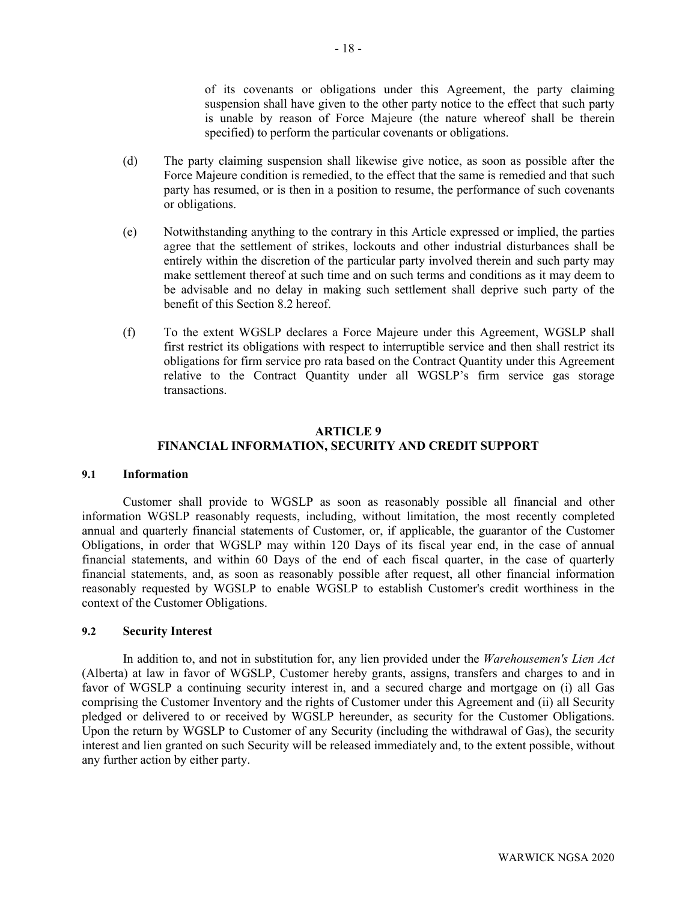of its covenants or obligations under this Agreement, the party claiming suspension shall have given to the other party notice to the effect that such party is unable by reason of Force Majeure (the nature whereof shall be therein specified) to perform the particular covenants or obligations.

(d) The party claiming suspension shall likewise give notice, as soon as possible after the Force Majeure condition is remedied, to the effect that the same is remedied and that such party has resumed, or is then in a position to resume, the performance of such covenants or obligations.

(e) Notwithstanding anything to the contrary in this Article expressed or implied, the parties agree that the settlement of strikes, lockouts and other industrial disturbances shall be entirely within the discretion of the particular party involved therein and such party may make settlement thereof at such time and on such terms and conditions as it may deem to be advisable and no delay in making such settlement shall deprive such party of the benefit of this Section 8.2 hereof.

(f) To the extent WGSLP declares a Force Majeure under this Agreement, WGSLP shall first restrict its obligations with respect to interruptible service and then shall restrict its obligations for firm service pro rata based on the Contract Quantity under this Agreement relative to the Contract Quantity under all WGSLP's firm service gas storage transactions.

## ARTICLE 9
## FINANCIAL INFORMATION, SECURITY AND CREDIT SUPPORT

### 9.1 Information

Customer shall provide to WGSLP as soon as reasonably possible all financial and other information WGSLP reasonably requests, including, without limitation, the most recently completed annual and quarterly financial statements of Customer, or, if applicable, the guarantor of the Customer Obligations, in order that WGSLP may within 120 Days of its fiscal year end, in the case of annual financial statements, and within 60 Days of the end of each fiscal quarter, in the case of quarterly financial statements, and, as soon as reasonably possible after request, all other financial information reasonably requested by WGSLP to enable WGSLP to establish Customer's credit worthiness in the context of the Customer Obligations.

### 9.2 Security Interest

In addition to, and not in substitution for, any lien provided under the *Warehousemen's Lien Act* (Alberta) at law in favor of WGSLP, Customer hereby grants, assigns, transfers and charges to and in favor of WGSLP a continuing security interest in, and a secured charge and mortgage on (i) all Gas comprising the Customer Inventory and the rights of Customer under this Agreement and (ii) all Security pledged or delivered to or received by WGSLP hereunder, as security for the Customer Obligations. Upon the return by WGSLP to Customer of any Security (including the withdrawal of Gas), the security interest and lien granted on such Security will be released immediately and, to the extent possible, without any further action by either party.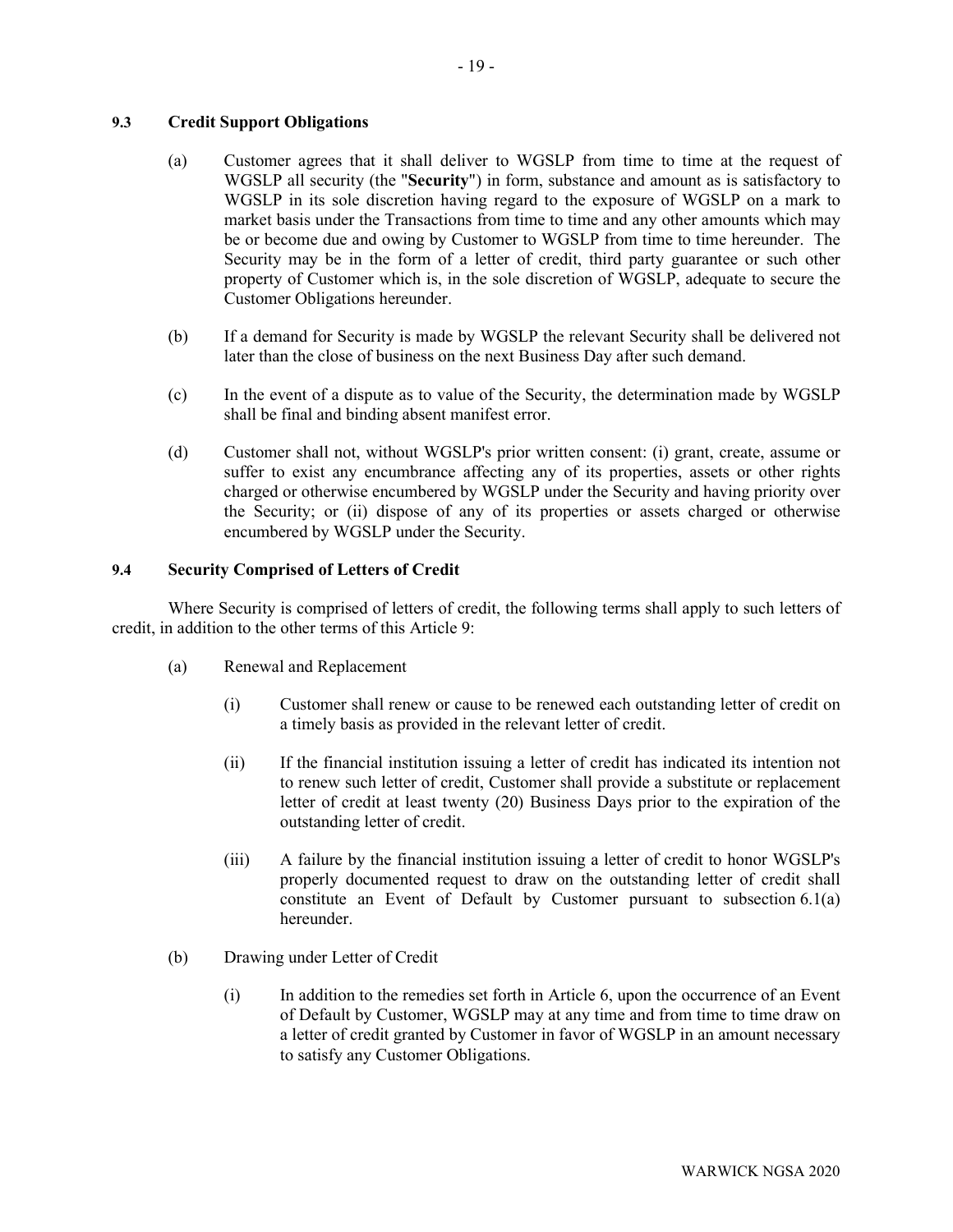### 9.3 Credit Support Obligations

(a) Customer agrees that it shall deliver to WGSLP from time to time at the request of WGSLP all security (the "**Security**") in form, substance and amount as is satisfactory to WGSLP in its sole discretion having regard to the exposure of WGSLP on a mark to market basis under the Transactions from time to time and any other amounts which may be or become due and owing by Customer to WGSLP from time to time hereunder. The Security may be in the form of a letter of credit, third party guarantee or such other property of Customer which is, in the sole discretion of WGSLP, adequate to secure the Customer Obligations hereunder.

(b) If a demand for Security is made by WGSLP the relevant Security shall be delivered not later than the close of business on the next Business Day after such demand.

(c) In the event of a dispute as to value of the Security, the determination made by WGSLP shall be final and binding absent manifest error.

(d) Customer shall not, without WGSLP's prior written consent: (i) grant, create, assume or suffer to exist any encumbrance affecting any of its properties, assets or other rights charged or otherwise encumbered by WGSLP under the Security and having priority over the Security; or (ii) dispose of any of its properties or assets charged or otherwise encumbered by WGSLP under the Security.

### 9.4 Security Comprised of Letters of Credit

Where Security is comprised of letters of credit, the following terms shall apply to such letters of credit, in addition to the other terms of this Article 9:

(a) Renewal and Replacement

(i) Customer shall renew or cause to be renewed each outstanding letter of credit on a timely basis as provided in the relevant letter of credit.

(ii) If the financial institution issuing a letter of credit has indicated its intention not to renew such letter of credit, Customer shall provide a substitute or replacement letter of credit at least twenty (20) Business Days prior to the expiration of the outstanding letter of credit.

(iii) A failure by the financial institution issuing a letter of credit to honor WGSLP's properly documented request to draw on the outstanding letter of credit shall constitute an Event of Default by Customer pursuant to subsection 6.1(a) hereunder.

(b) Drawing under Letter of Credit

(i) In addition to the remedies set forth in Article 6, upon the occurrence of an Event of Default by Customer, WGSLP may at any time and from time to time draw on a letter of credit granted by Customer in favor of WGSLP in an amount necessary to satisfy any Customer Obligations.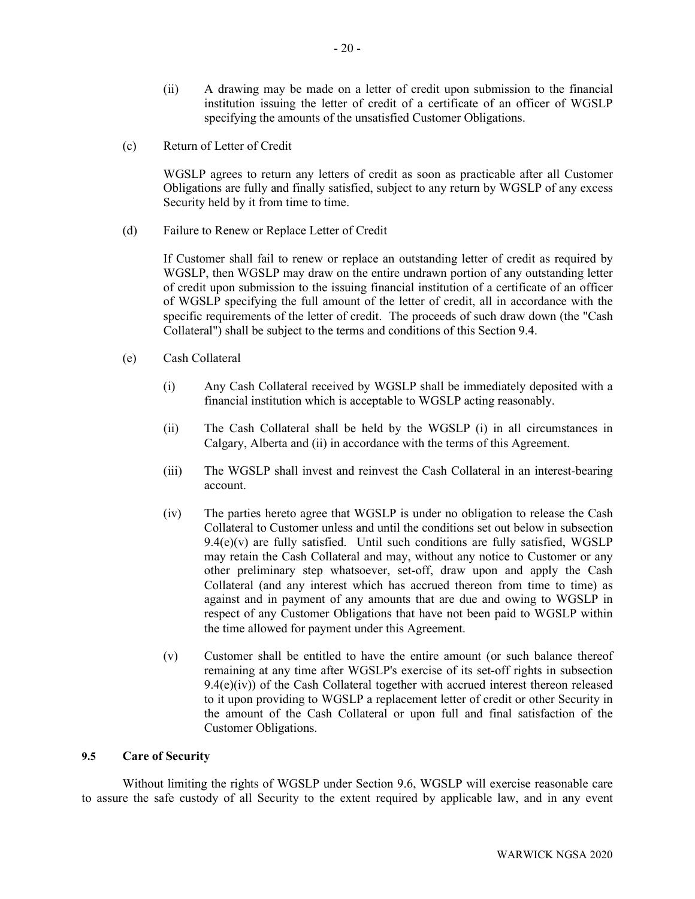(ii) A drawing may be made on a letter of credit upon submission to the financial institution issuing the letter of credit of a certificate of an officer of WGSLP specifying the amounts of the unsatisfied Customer Obligations.

(c) Return of Letter of Credit

WGSLP agrees to return any letters of credit as soon as practicable after all Customer Obligations are fully and finally satisfied, subject to any return by WGSLP of any excess Security held by it from time to time.

(d) Failure to Renew or Replace Letter of Credit

If Customer shall fail to renew or replace an outstanding letter of credit as required by WGSLP, then WGSLP may draw on the entire undrawn portion of any outstanding letter of credit upon submission to the issuing financial institution of a certificate of an officer of WGSLP specifying the full amount of the letter of credit, all in accordance with the specific requirements of the letter of credit. The proceeds of such draw down (the "Cash Collateral") shall be subject to the terms and conditions of this Section 9.4.

(e) Cash Collateral

(i) Any Cash Collateral received by WGSLP shall be immediately deposited with a financial institution which is acceptable to WGSLP acting reasonably.

(ii) The Cash Collateral shall be held by the WGSLP (i) in all circumstances in Calgary, Alberta and (ii) in accordance with the terms of this Agreement.

(iii) The WGSLP shall invest and reinvest the Cash Collateral in an interest-bearing account.

(iv) The parties hereto agree that WGSLP is under no obligation to release the Cash Collateral to Customer unless and until the conditions set out below in subsection 9.4(e)(v) are fully satisfied. Until such conditions are fully satisfied, WGSLP may retain the Cash Collateral and may, without any notice to Customer or any other preliminary step whatsoever, set-off, draw upon and apply the Cash Collateral (and any interest which has accrued thereon from time to time) as against and in payment of any amounts that are due and owing to WGSLP in respect of any Customer Obligations that have not been paid to WGSLP within the time allowed for payment under this Agreement.

(v) Customer shall be entitled to have the entire amount (or such balance thereof remaining at any time after WGSLP's exercise of its set-off rights in subsection 9.4(e)(iv)) of the Cash Collateral together with accrued interest thereon released to it upon providing to WGSLP a replacement letter of credit or other Security in the amount of the Cash Collateral or upon full and final satisfaction of the Customer Obligations.

### 9.5 Care of Security

Without limiting the rights of WGSLP under Section 9.6, WGSLP will exercise reasonable care to assure the safe custody of all Security to the extent required by applicable law, and in any event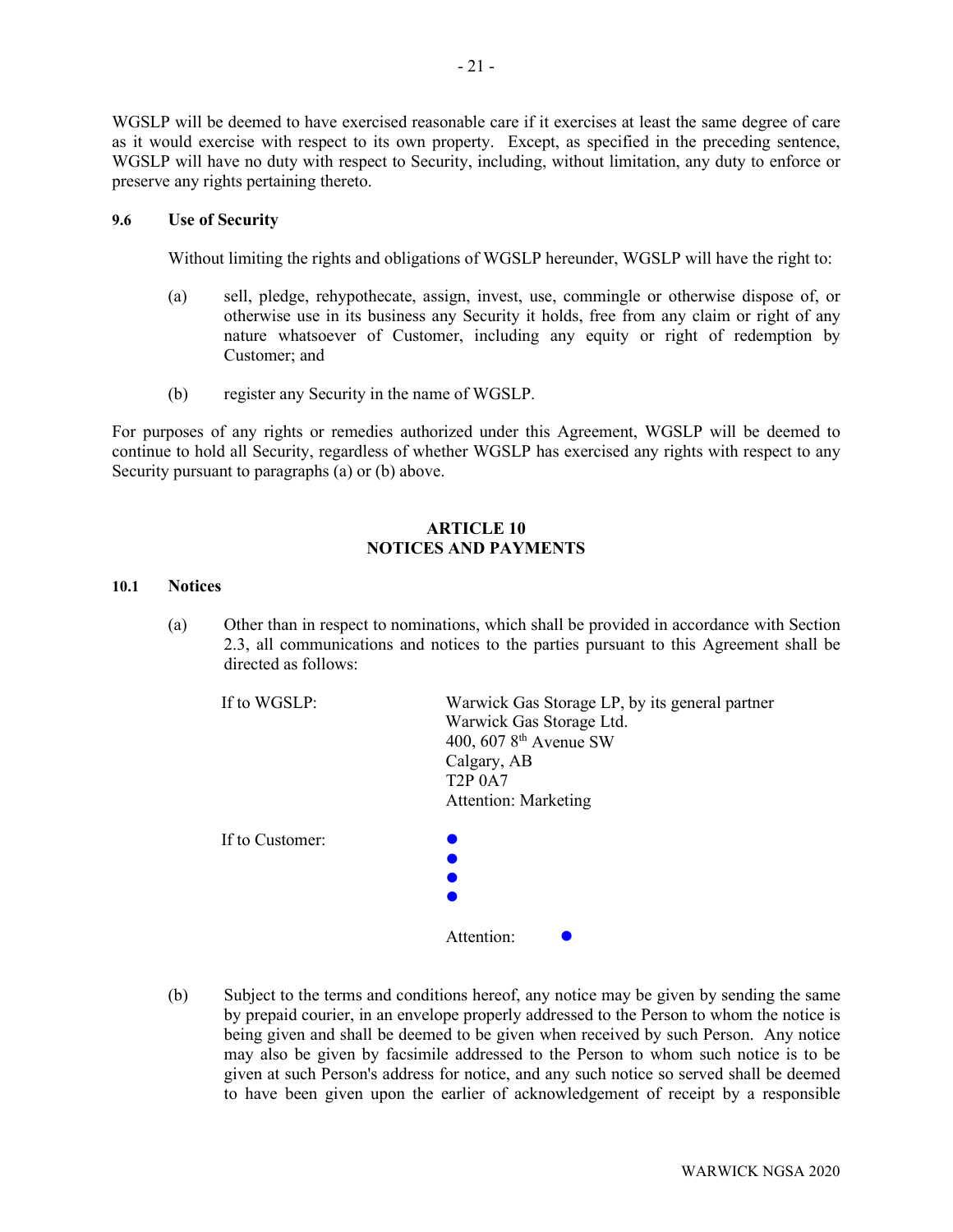WGSLP will be deemed to have exercised reasonable care if it exercises at least the same degree of care as it would exercise with respect to its own property. Except, as specified in the preceding sentence, WGSLP will have no duty with respect to Security, including, without limitation, any duty to enforce or preserve any rights pertaining thereto.

**9.6 Use of Security**

Without limiting the rights and obligations of WGSLP hereunder, WGSLP will have the right to:

(a) sell, pledge, rehypothecate, assign, invest, use, commingle or otherwise dispose of, or otherwise use in its business any Security it holds, free from any claim or right of any nature whatsoever of Customer, including any equity or right of redemption by Customer; and

(b) register any Security in the name of WGSLP.

For purposes of any rights or remedies authorized under this Agreement, WGSLP will be deemed to continue to hold all Security, regardless of whether WGSLP has exercised any rights with respect to any Security pursuant to paragraphs (a) or (b) above.

## ARTICLE 10
## NOTICES AND PAYMENTS

**10.1 Notices**

(a) Other than in respect to nominations, which shall be provided in accordance with Section 2.3, all communications and notices to the parties pursuant to this Agreement shall be directed as follows:

If to WGSLP:

Warwick Gas Storage LP, by its general partner
Warwick Gas Storage Ltd.
400, 607 8th Avenue SW
Calgary, AB
T2P 0A7
Attention: Marketing

If to Customer:

●
●
●
●

Attention: ●

(b) Subject to the terms and conditions hereof, any notice may be given by sending the same by prepaid courier, in an envelope properly addressed to the Person to whom the notice is being given and shall be deemed to be given when received by such Person. Any notice may also be given by facsimile addressed to the Person to whom such notice is to be given at such Person's address for notice, and any such notice so served shall be deemed to have been given upon the earlier of acknowledgement of receipt by a responsible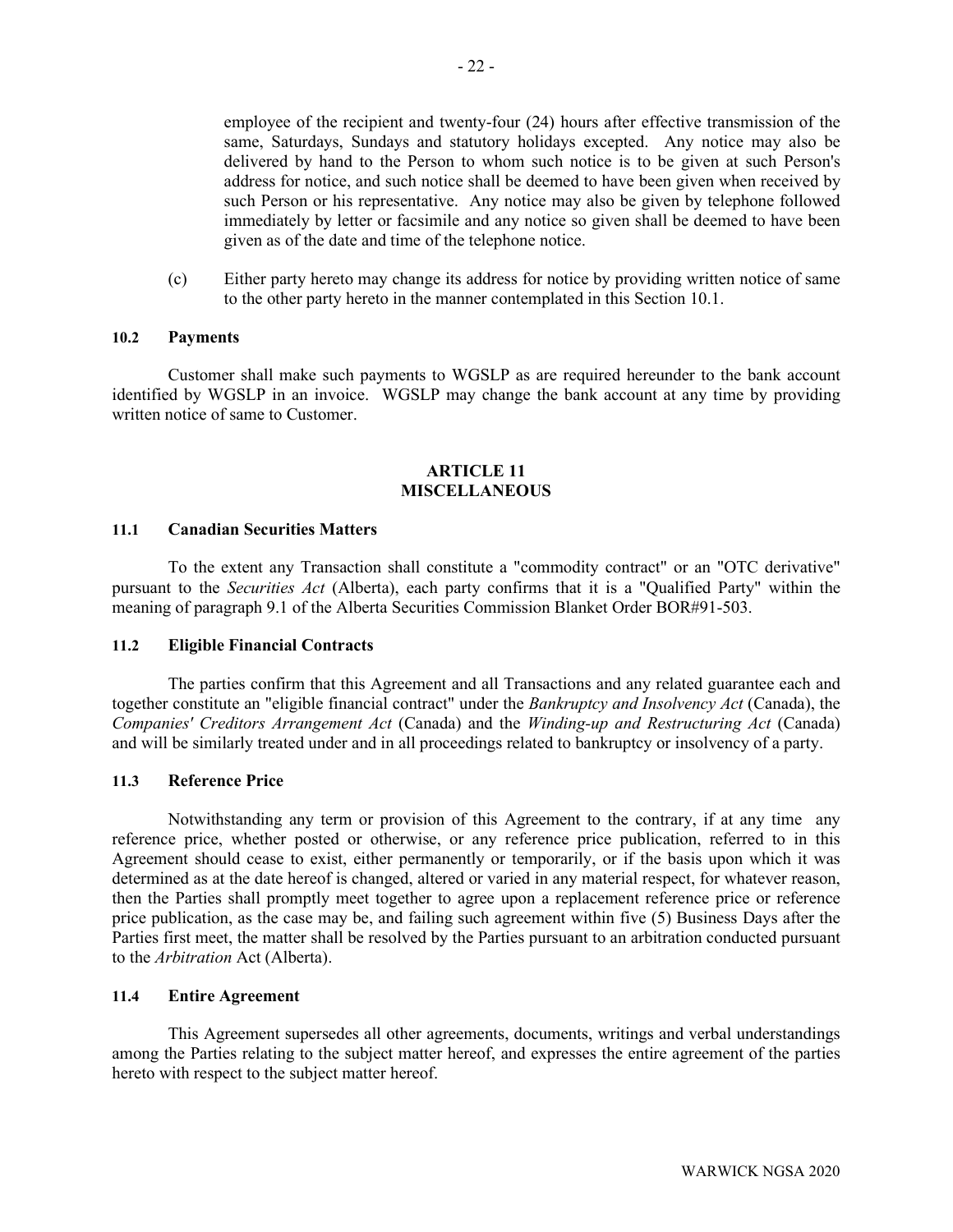employee of the recipient and twenty-four (24) hours after effective transmission of the same, Saturdays, Sundays and statutory holidays excepted. Any notice may also be delivered by hand to the Person to whom such notice is to be given at such Person's address for notice, and such notice shall be deemed to have been given when received by such Person or his representative. Any notice may also be given by telephone followed immediately by letter or facsimile and any notice so given shall be deemed to have been given as of the date and time of the telephone notice.

(c) Either party hereto may change its address for notice by providing written notice of same to the other party hereto in the manner contemplated in this Section 10.1.

### 10.2 Payments

Customer shall make such payments to WGSLP as are required hereunder to the bank account identified by WGSLP in an invoice. WGSLP may change the bank account at any time by providing written notice of same to Customer.

## ARTICLE 11
## MISCELLANEOUS

### 11.1 Canadian Securities Matters

To the extent any Transaction shall constitute a "commodity contract" or an "OTC derivative" pursuant to the *Securities Act* (Alberta), each party confirms that it is a "Qualified Party" within the meaning of paragraph 9.1 of the Alberta Securities Commission Blanket Order BOR#91-503.

### 11.2 Eligible Financial Contracts

The parties confirm that this Agreement and all Transactions and any related guarantee each and together constitute an "eligible financial contract" under the *Bankruptcy and Insolvency Act* (Canada), the *Companies' Creditors Arrangement Act* (Canada) and the *Winding-up and Restructuring Act* (Canada) and will be similarly treated under and in all proceedings related to bankruptcy or insolvency of a party.

### 11.3 Reference Price

Notwithstanding any term or provision of this Agreement to the contrary, if at any time any reference price, whether posted or otherwise, or any reference price publication, referred to in this Agreement should cease to exist, either permanently or temporarily, or if the basis upon which it was determined as at the date hereof is changed, altered or varied in any material respect, for whatever reason, then the Parties shall promptly meet together to agree upon a replacement reference price or reference price publication, as the case may be, and failing such agreement within five (5) Business Days after the Parties first meet, the matter shall be resolved by the Parties pursuant to an arbitration conducted pursuant to the *Arbitration* Act (Alberta).

### 11.4 Entire Agreement

This Agreement supersedes all other agreements, documents, writings and verbal understandings among the Parties relating to the subject matter hereof, and expresses the entire agreement of the parties hereto with respect to the subject matter hereof.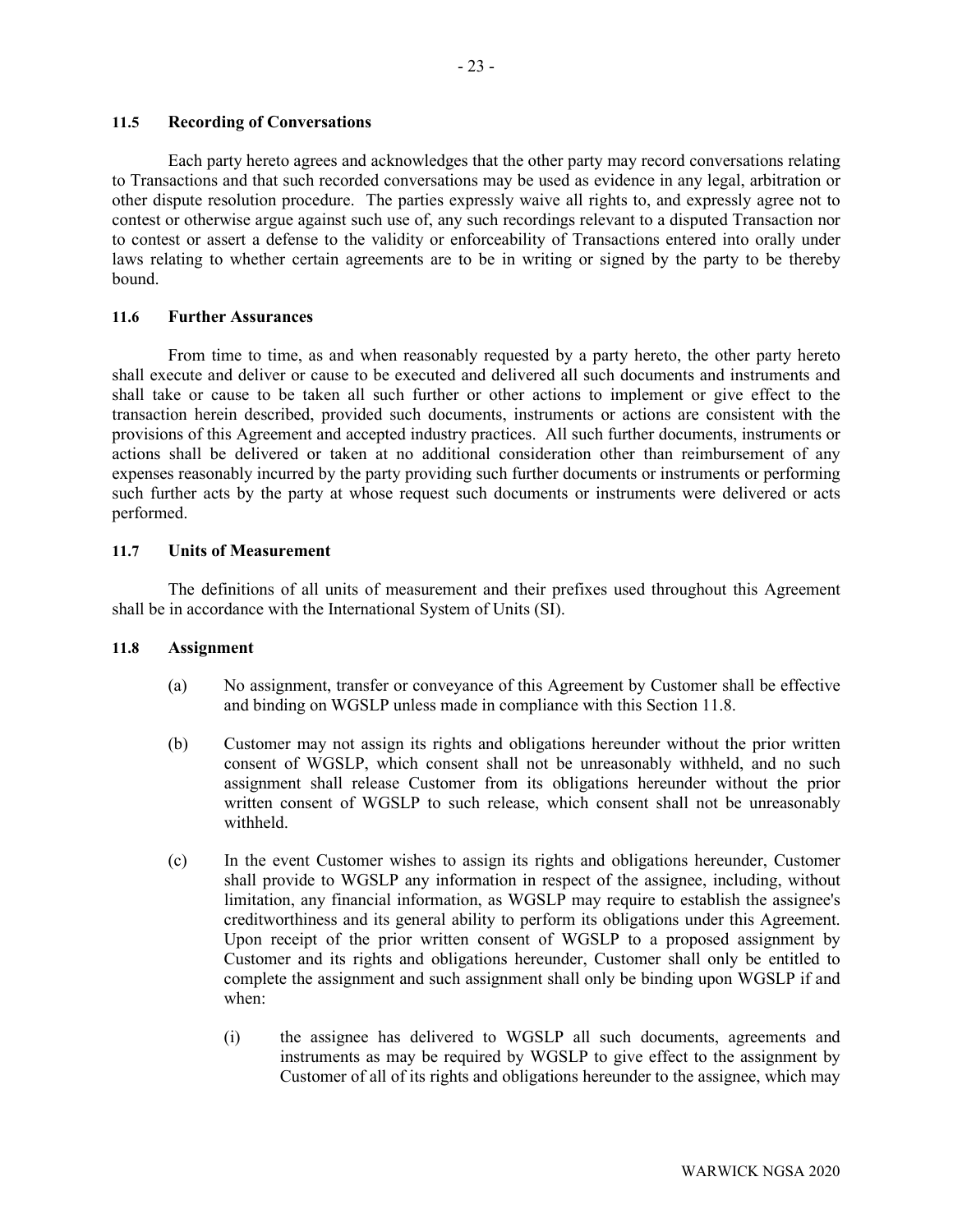### 11.5 Recording of Conversations

Each party hereto agrees and acknowledges that the other party may record conversations relating to Transactions and that such recorded conversations may be used as evidence in any legal, arbitration or other dispute resolution procedure. The parties expressly waive all rights to, and expressly agree not to contest or otherwise argue against such use of, any such recordings relevant to a disputed Transaction nor to contest or assert a defense to the validity or enforceability of Transactions entered into orally under laws relating to whether certain agreements are to be in writing or signed by the party to be thereby bound.

### 11.6 Further Assurances

From time to time, as and when reasonably requested by a party hereto, the other party hereto shall execute and deliver or cause to be executed and delivered all such documents and instruments and shall take or cause to be taken all such further or other actions to implement or give effect to the transaction herein described, provided such documents, instruments or actions are consistent with the provisions of this Agreement and accepted industry practices. All such further documents, instruments or actions shall be delivered or taken at no additional consideration other than reimbursement of any expenses reasonably incurred by the party providing such further documents or instruments or performing such further acts by the party at whose request such documents or instruments were delivered or acts performed.

### 11.7 Units of Measurement

The definitions of all units of measurement and their prefixes used throughout this Agreement shall be in accordance with the International System of Units (SI).

### 11.8 Assignment

(a) No assignment, transfer or conveyance of this Agreement by Customer shall be effective and binding on WGSLP unless made in compliance with this Section 11.8.

(b) Customer may not assign its rights and obligations hereunder without the prior written consent of WGSLP, which consent shall not be unreasonably withheld, and no such assignment shall release Customer from its obligations hereunder without the prior written consent of WGSLP to such release, which consent shall not be unreasonably withheld.

(c) In the event Customer wishes to assign its rights and obligations hereunder, Customer shall provide to WGSLP any information in respect of the assignee, including, without limitation, any financial information, as WGSLP may require to establish the assignee's creditworthiness and its general ability to perform its obligations under this Agreement. Upon receipt of the prior written consent of WGSLP to a proposed assignment by Customer and its rights and obligations hereunder, Customer shall only be entitled to complete the assignment and such assignment shall only be binding upon WGSLP if and when:

   (i) the assignee has delivered to WGSLP all such documents, agreements and instruments as may be required by WGSLP to give effect to the assignment by Customer of all of its rights and obligations hereunder to the assignee, which may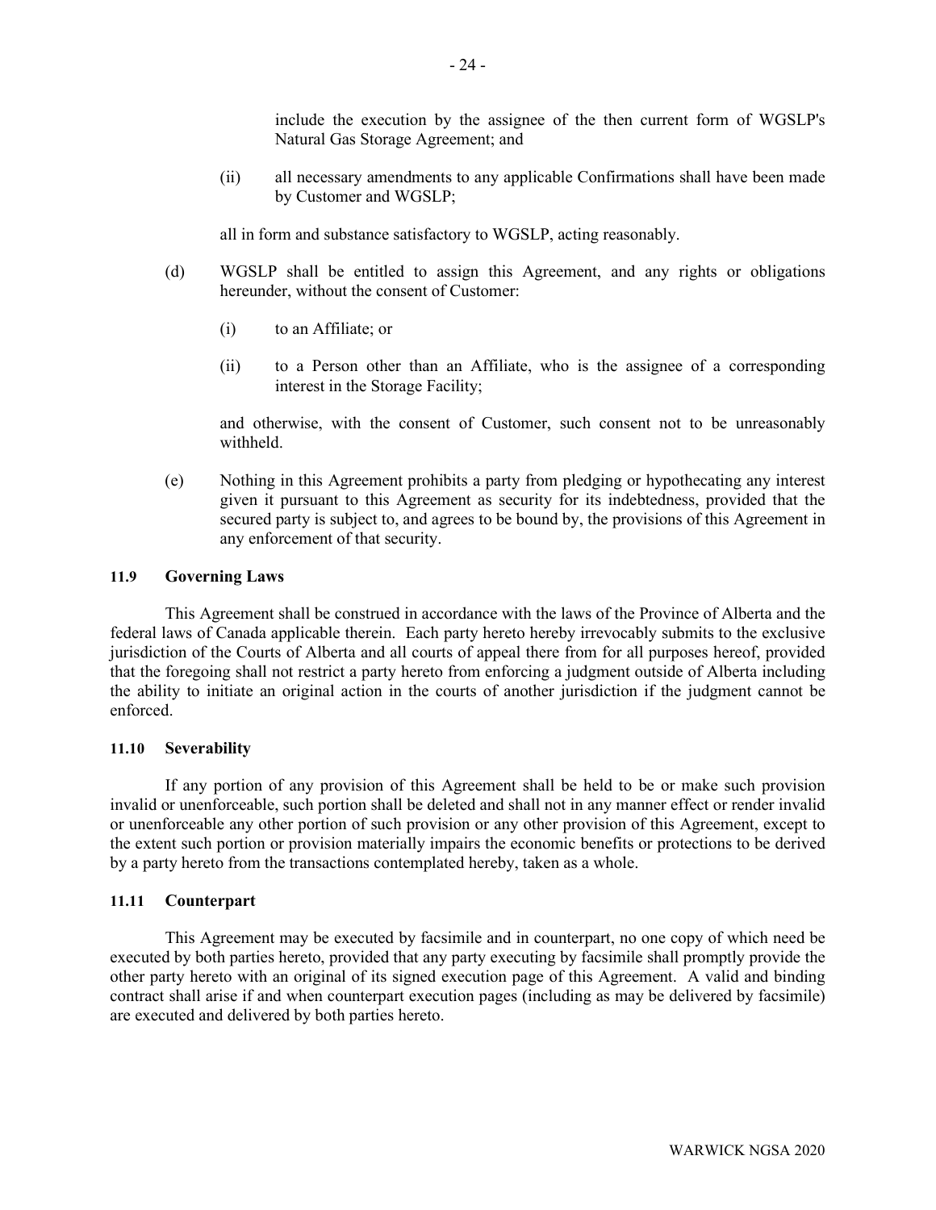include the execution by the assignee of the then current form of WGSLP's Natural Gas Storage Agreement; and

(ii) all necessary amendments to any applicable Confirmations shall have been made by Customer and WGSLP;

all in form and substance satisfactory to WGSLP, acting reasonably.

(d) WGSLP shall be entitled to assign this Agreement, and any rights or obligations hereunder, without the consent of Customer:

(i) to an Affiliate; or

(ii) to a Person other than an Affiliate, who is the assignee of a corresponding interest in the Storage Facility;

and otherwise, with the consent of Customer, such consent not to be unreasonably withheld.

(e) Nothing in this Agreement prohibits a party from pledging or hypothecating any interest given it pursuant to this Agreement as security for its indebtedness, provided that the secured party is subject to, and agrees to be bound by, the provisions of this Agreement in any enforcement of that security.

### 11.9 Governing Laws

This Agreement shall be construed in accordance with the laws of the Province of Alberta and the federal laws of Canada applicable therein. Each party hereto hereby irrevocably submits to the exclusive jurisdiction of the Courts of Alberta and all courts of appeal there from for all purposes hereof, provided that the foregoing shall not restrict a party hereto from enforcing a judgment outside of Alberta including the ability to initiate an original action in the courts of another jurisdiction if the judgment cannot be enforced.

### 11.10 Severability

If any portion of any provision of this Agreement shall be held to be or make such provision invalid or unenforceable, such portion shall be deleted and shall not in any manner effect or render invalid or unenforceable any other portion of such provision or any other provision of this Agreement, except to the extent such portion or provision materially impairs the economic benefits or protections to be derived by a party hereto from the transactions contemplated hereby, taken as a whole.

### 11.11 Counterpart

This Agreement may be executed by facsimile and in counterpart, no one copy of which need be executed by both parties hereto, provided that any party executing by facsimile shall promptly provide the other party hereto with an original of its signed execution page of this Agreement. A valid and binding contract shall arise if and when counterpart execution pages (including as may be delivered by facsimile) are executed and delivered by both parties hereto.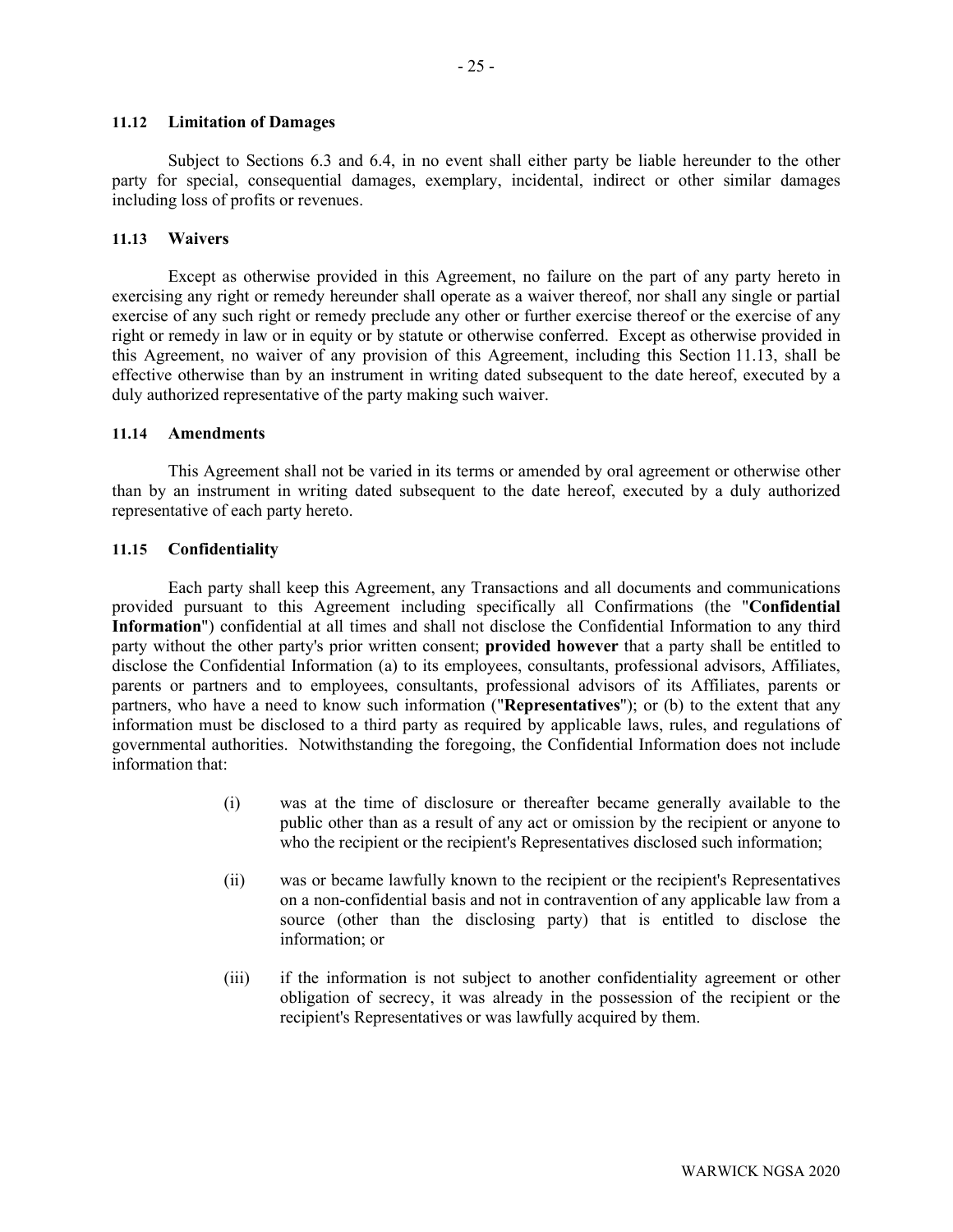### 11.12 Limitation of Damages

Subject to Sections 6.3 and 6.4, in no event shall either party be liable hereunder to the other party for special, consequential damages, exemplary, incidental, indirect or other similar damages including loss of profits or revenues.

### 11.13 Waivers

Except as otherwise provided in this Agreement, no failure on the part of any party hereto in exercising any right or remedy hereunder shall operate as a waiver thereof, nor shall any single or partial exercise of any such right or remedy preclude any other or further exercise thereof or the exercise of any right or remedy in law or in equity or by statute or otherwise conferred. Except as otherwise provided in this Agreement, no waiver of any provision of this Agreement, including this Section 11.13, shall be effective otherwise than by an instrument in writing dated subsequent to the date hereof, executed by a duly authorized representative of the party making such waiver.

### 11.14 Amendments

This Agreement shall not be varied in its terms or amended by oral agreement or otherwise other than by an instrument in writing dated subsequent to the date hereof, executed by a duly authorized representative of each party hereto.

### 11.15 Confidentiality

Each party shall keep this Agreement, any Transactions and all documents and communications provided pursuant to this Agreement including specifically all Confirmations (the "**Confidential Information**") confidential at all times and shall not disclose the Confidential Information to any third party without the other party's prior written consent; **provided however** that a party shall be entitled to disclose the Confidential Information (a) to its employees, consultants, professional advisors, Affiliates, parents or partners and to employees, consultants, professional advisors of its Affiliates, parents or partners, who have a need to know such information ("**Representatives**"); or (b) to the extent that any information must be disclosed to a third party as required by applicable laws, rules, and regulations of governmental authorities. Notwithstanding the foregoing, the Confidential Information does not include information that:

(i) was at the time of disclosure or thereafter became generally available to the public other than as a result of any act or omission by the recipient or anyone to who the recipient or the recipient's Representatives disclosed such information;

(ii) was or became lawfully known to the recipient or the recipient's Representatives on a non-confidential basis and not in contravention of any applicable law from a source (other than the disclosing party) that is entitled to disclose the information; or

(iii) if the information is not subject to another confidentiality agreement or other obligation of secrecy, it was already in the possession of the recipient or the recipient's Representatives or was lawfully acquired by them.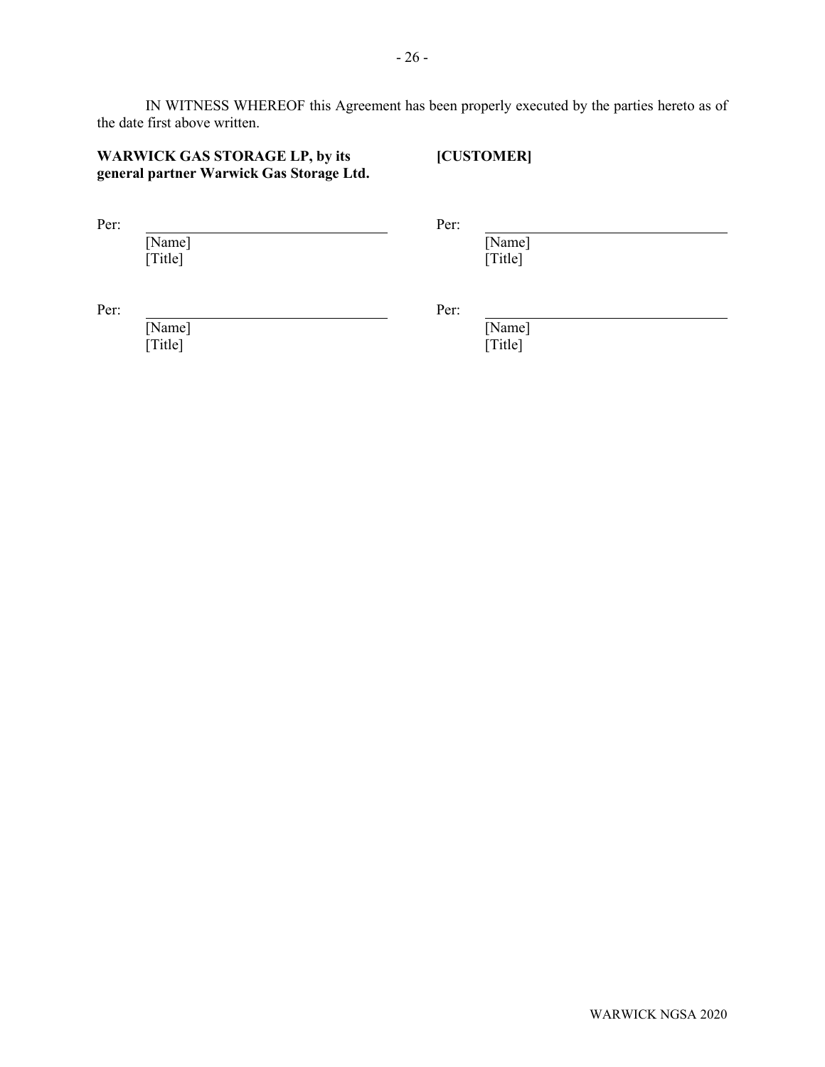IN WITNESS WHEREOF this Agreement has been properly executed by the parties hereto as of the date first above written.

| **WARWICK GAS STORAGE LP, by its general partner Warwick Gas Storage Ltd.** | **[CUSTOMER]** |
| --- | --- |
| Per: ______________________________ | Per: ______________________________ |
| [Name] | [Name] |
| [Title] | [Title] |
| Per: ______________________________ | Per: ______________________________ |
| [Name] | [Name] |
| [Title] | [Title] |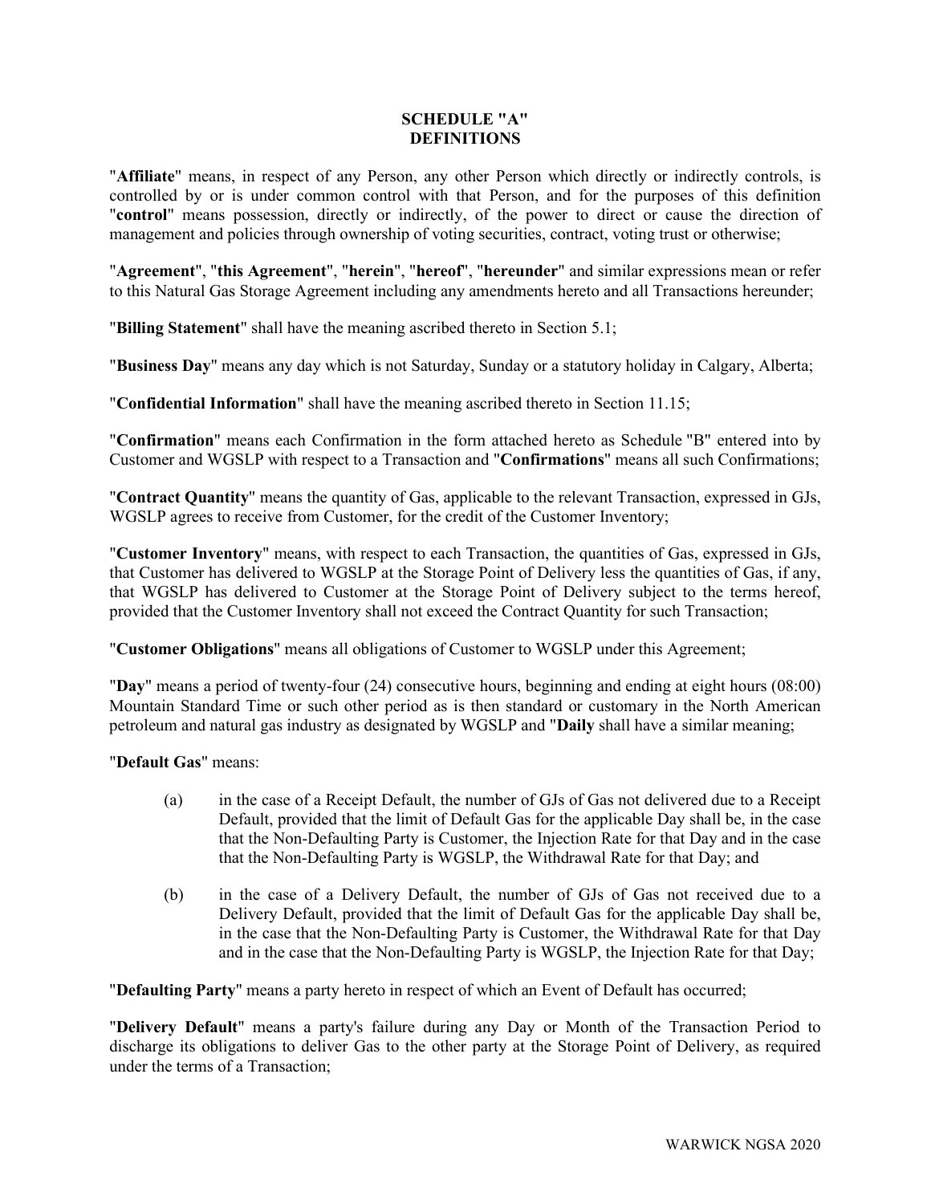# SCHEDULE "A"
# DEFINITIONS

"**Affiliate**" means, in respect of any Person, any other Person which directly or indirectly controls, is controlled by or is under common control with that Person, and for the purposes of this definition "**control**" means possession, directly or indirectly, of the power to direct or cause the direction of management and policies through ownership of voting securities, contract, voting trust or otherwise;

"**Agreement**", "**this Agreement**", "**herein**", "**hereof**", "**hereunder**" and similar expressions mean or refer to this Natural Gas Storage Agreement including any amendments hereto and all Transactions hereunder;

"**Billing Statement**" shall have the meaning ascribed thereto in Section 5.1;

"**Business Day**" means any day which is not Saturday, Sunday or a statutory holiday in Calgary, Alberta;

"**Confidential Information**" shall have the meaning ascribed thereto in Section 11.15;

"**Confirmation**" means each Confirmation in the form attached hereto as Schedule "B" entered into by Customer and WGSLP with respect to a Transaction and "**Confirmations**" means all such Confirmations;

"**Contract Quantity**" means the quantity of Gas, applicable to the relevant Transaction, expressed in GJs, WGSLP agrees to receive from Customer, for the credit of the Customer Inventory;

"**Customer Inventory**" means, with respect to each Transaction, the quantities of Gas, expressed in GJs, that Customer has delivered to WGSLP at the Storage Point of Delivery less the quantities of Gas, if any, that WGSLP has delivered to Customer at the Storage Point of Delivery subject to the terms hereof, provided that the Customer Inventory shall not exceed the Contract Quantity for such Transaction;

"**Customer Obligations**" means all obligations of Customer to WGSLP under this Agreement;

"**Day**" means a period of twenty-four (24) consecutive hours, beginning and ending at eight hours (08:00) Mountain Standard Time or such other period as is then standard or customary in the North American petroleum and natural gas industry as designated by WGSLP and "**Daily** shall have a similar meaning;

"**Default Gas**" means:

(a) in the case of a Receipt Default, the number of GJs of Gas not delivered due to a Receipt Default, provided that the limit of Default Gas for the applicable Day shall be, in the case that the Non-Defaulting Party is Customer, the Injection Rate for that Day and in the case that the Non-Defaulting Party is WGSLP, the Withdrawal Rate for that Day; and

(b) in the case of a Delivery Default, the number of GJs of Gas not received due to a Delivery Default, provided that the limit of Default Gas for the applicable Day shall be, in the case that the Non-Defaulting Party is Customer, the Withdrawal Rate for that Day and in the case that the Non-Defaulting Party is WGSLP, the Injection Rate for that Day;

"**Defaulting Party**" means a party hereto in respect of which an Event of Default has occurred;

"**Delivery Default**" means a party's failure during any Day or Month of the Transaction Period to discharge its obligations to deliver Gas to the other party at the Storage Point of Delivery, as required under the terms of a Transaction;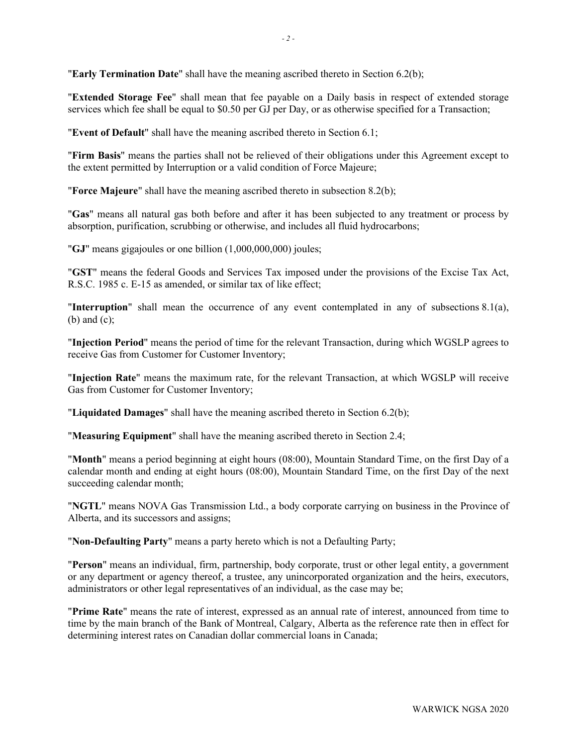"**Early Termination Date**" shall have the meaning ascribed thereto in Section 6.2(b);

"**Extended Storage Fee**" shall mean that fee payable on a Daily basis in respect of extended storage services which fee shall be equal to $0.50 per GJ per Day, or as otherwise specified for a Transaction;

"**Event of Default**" shall have the meaning ascribed thereto in Section 6.1;

"**Firm Basis**" means the parties shall not be relieved of their obligations under this Agreement except to the extent permitted by Interruption or a valid condition of Force Majeure;

"**Force Majeure**" shall have the meaning ascribed thereto in subsection 8.2(b);

"**Gas**" means all natural gas both before and after it has been subjected to any treatment or process by absorption, purification, scrubbing or otherwise, and includes all fluid hydrocarbons;

"**GJ**" means gigajoules or one billion (1,000,000,000) joules;

"**GST**" means the federal Goods and Services Tax imposed under the provisions of the Excise Tax Act, R.S.C. 1985 c. E-15 as amended, or similar tax of like effect;

"**Interruption**" shall mean the occurrence of any event contemplated in any of subsections 8.1(a), (b) and (c);

"**Injection Period**" means the period of time for the relevant Transaction, during which WGSLP agrees to receive Gas from Customer for Customer Inventory;

"**Injection Rate**" means the maximum rate, for the relevant Transaction, at which WGSLP will receive Gas from Customer for Customer Inventory;

"**Liquidated Damages**" shall have the meaning ascribed thereto in Section 6.2(b);

"**Measuring Equipment**" shall have the meaning ascribed thereto in Section 2.4;

"**Month**" means a period beginning at eight hours (08:00), Mountain Standard Time, on the first Day of a calendar month and ending at eight hours (08:00), Mountain Standard Time, on the first Day of the next succeeding calendar month;

"**NGTL**" means NOVA Gas Transmission Ltd., a body corporate carrying on business in the Province of Alberta, and its successors and assigns;

"**Non-Defaulting Party**" means a party hereto which is not a Defaulting Party;

"**Person**" means an individual, firm, partnership, body corporate, trust or other legal entity, a government or any department or agency thereof, a trustee, any unincorporated organization and the heirs, executors, administrators or other legal representatives of an individual, as the case may be;

"**Prime Rate**" means the rate of interest, expressed as an annual rate of interest, announced from time to time by the main branch of the Bank of Montreal, Calgary, Alberta as the reference rate then in effect for determining interest rates on Canadian dollar commercial loans in Canada;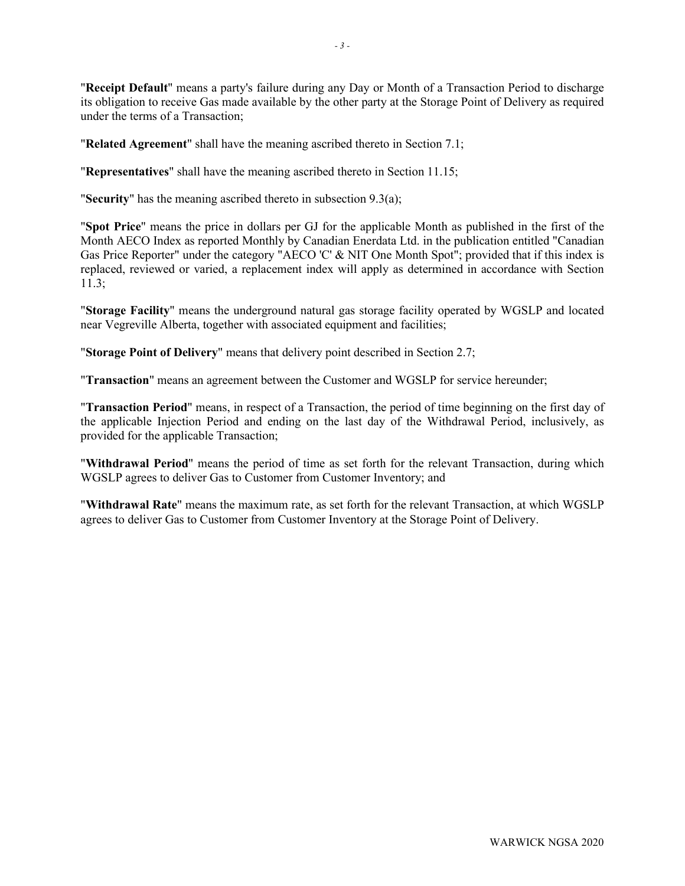"**Receipt Default**" means a party's failure during any Day or Month of a Transaction Period to discharge its obligation to receive Gas made available by the other party at the Storage Point of Delivery as required under the terms of a Transaction;

"**Related Agreement**" shall have the meaning ascribed thereto in Section 7.1;

"**Representatives**" shall have the meaning ascribed thereto in Section 11.15;

"**Security**" has the meaning ascribed thereto in subsection 9.3(a);

"**Spot Price**" means the price in dollars per GJ for the applicable Month as published in the first of the Month AECO Index as reported Monthly by Canadian Enerdata Ltd. in the publication entitled "Canadian Gas Price Reporter" under the category "AECO 'C' & NIT One Month Spot"; provided that if this index is replaced, reviewed or varied, a replacement index will apply as determined in accordance with Section 11.3;

"**Storage Facility**" means the underground natural gas storage facility operated by WGSLP and located near Vegreville Alberta, together with associated equipment and facilities;

"**Storage Point of Delivery**" means that delivery point described in Section 2.7;

"**Transaction**" means an agreement between the Customer and WGSLP for service hereunder;

"**Transaction Period**" means, in respect of a Transaction, the period of time beginning on the first day of the applicable Injection Period and ending on the last day of the Withdrawal Period, inclusively, as provided for the applicable Transaction;

"**Withdrawal Period**" means the period of time as set forth for the relevant Transaction, during which WGSLP agrees to deliver Gas to Customer from Customer Inventory; and

"**Withdrawal Rate**" means the maximum rate, as set forth for the relevant Transaction, at which WGSLP agrees to deliver Gas to Customer from Customer Inventory at the Storage Point of Delivery.